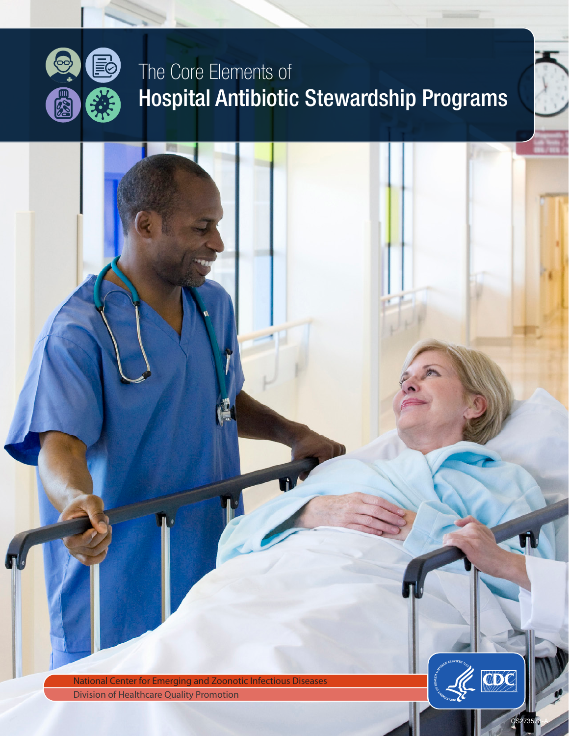The Core Elements of

# Hospital Antibiotic Stewardship Programs

National Center for Emerging and Zoonotic Infectious Diseases

Division of Healthcare Quality Promotion

CS273578-A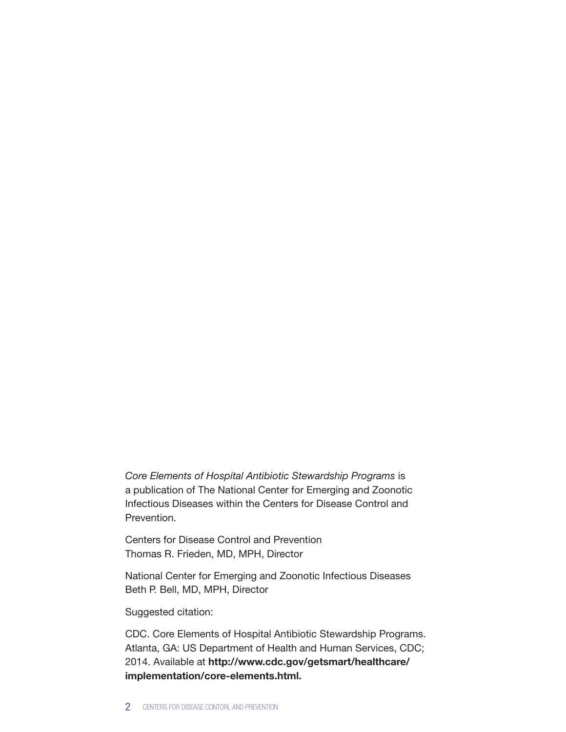*Core Elements of Hospital Antibiotic Stewardship Programs* is a publication of The National Center for Emerging and Zoonotic Infectious Diseases within the Centers for Disease Control and Prevention.

Centers for Disease Control and Prevention
Thomas R. Frieden, MD, MPH, Director

National Center for Emerging and Zoonotic Infectious Diseases
Beth P. Bell, MD, MPH, Director

Suggested citation:

CDC. Core Elements of Hospital Antibiotic Stewardship Programs. Atlanta, GA: US Department of Health and Human Services, CDC; 2014. Available at **http://www.cdc.gov/getsmart/healthcare/implementation/core-elements.html.**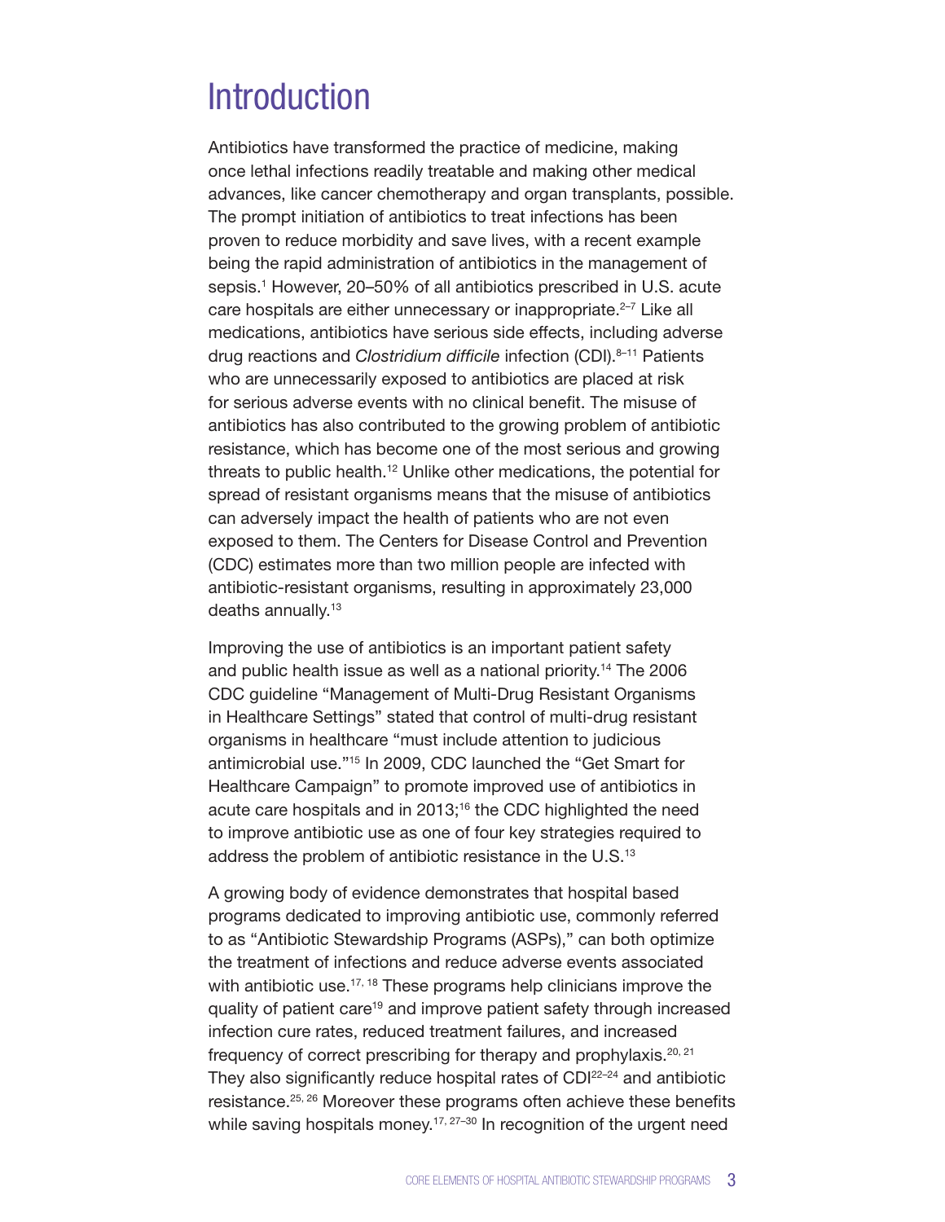# Introduction

Antibiotics have transformed the practice of medicine, making once lethal infections readily treatable and making other medical advances, like cancer chemotherapy and organ transplants, possible. The prompt initiation of antibiotics to treat infections has been proven to reduce morbidity and save lives, with a recent example being the rapid administration of antibiotics in the management of sepsis.[1] However, 20–50% of all antibiotics prescribed in U.S. acute care hospitals are either unnecessary or inappropriate.[2–7] Like all medications, antibiotics have serious side effects, including adverse drug reactions and *Clostridium difficile* infection (CDI).[8–11] Patients who are unnecessarily exposed to antibiotics are placed at risk for serious adverse events with no clinical benefit. The misuse of antibiotics has also contributed to the growing problem of antibiotic resistance, which has become one of the most serious and growing threats to public health.[12] Unlike other medications, the potential for spread of resistant organisms means that the misuse of antibiotics can adversely impact the health of patients who are not even exposed to them. The Centers for Disease Control and Prevention (CDC) estimates more than two million people are infected with antibiotic-resistant organisms, resulting in approximately 23,000 deaths annually.[13]

Improving the use of antibiotics is an important patient safety and public health issue as well as a national priority.[14] The 2006 CDC guideline "Management of Multi-Drug Resistant Organisms in Healthcare Settings" stated that control of multi-drug resistant organisms in healthcare "must include attention to judicious antimicrobial use."[15] In 2009, CDC launched the "Get Smart for Healthcare Campaign" to promote improved use of antibiotics in acute care hospitals and in 2013;[16] the CDC highlighted the need to improve antibiotic use as one of four key strategies required to address the problem of antibiotic resistance in the U.S.[13]

A growing body of evidence demonstrates that hospital based programs dedicated to improving antibiotic use, commonly referred to as "Antibiotic Stewardship Programs (ASPs)," can both optimize the treatment of infections and reduce adverse events associated with antibiotic use.[17, 18] These programs help clinicians improve the quality of patient care[19] and improve patient safety through increased infection cure rates, reduced treatment failures, and increased frequency of correct prescribing for therapy and prophylaxis.[20, 21] They also significantly reduce hospital rates of CDI[22–24] and antibiotic resistance.[25, 26] Moreover these programs often achieve these benefits while saving hospitals money.[17, 27–30] In recognition of the urgent need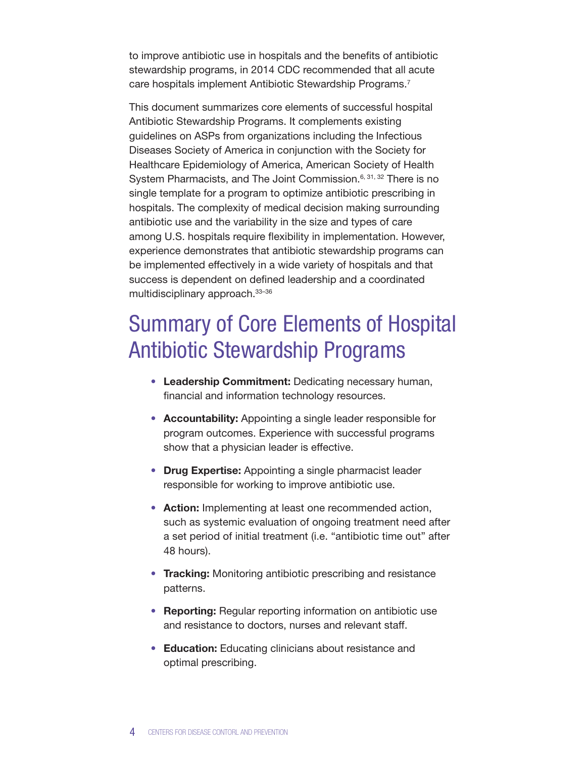to improve antibiotic use in hospitals and the benefits of antibiotic stewardship programs, in 2014 CDC recommended that all acute care hospitals implement Antibiotic Stewardship Programs.[7]

This document summarizes core elements of successful hospital Antibiotic Stewardship Programs. It complements existing guidelines on ASPs from organizations including the Infectious Diseases Society of America in conjunction with the Society for Healthcare Epidemiology of America, American Society of Health System Pharmacists, and The Joint Commission.[6, 31, 32] There is no single template for a program to optimize antibiotic prescribing in hospitals. The complexity of medical decision making surrounding antibiotic use and the variability in the size and types of care among U.S. hospitals require flexibility in implementation. However, experience demonstrates that antibiotic stewardship programs can be implemented effectively in a wide variety of hospitals and that success is dependent on defined leadership and a coordinated multidisciplinary approach.[33–36]

# Summary of Core Elements of Hospital Antibiotic Stewardship Programs

- **Leadership Commitment:** Dedicating necessary human, financial and information technology resources.
- **Accountability:** Appointing a single leader responsible for program outcomes. Experience with successful programs show that a physician leader is effective.
- **Drug Expertise:** Appointing a single pharmacist leader responsible for working to improve antibiotic use.
- **Action:** Implementing at least one recommended action, such as systemic evaluation of ongoing treatment need after a set period of initial treatment (i.e. "antibiotic time out" after 48 hours).
- **Tracking:** Monitoring antibiotic prescribing and resistance patterns.
- **Reporting:** Regular reporting information on antibiotic use and resistance to doctors, nurses and relevant staff.
- **Education:** Educating clinicians about resistance and optimal prescribing.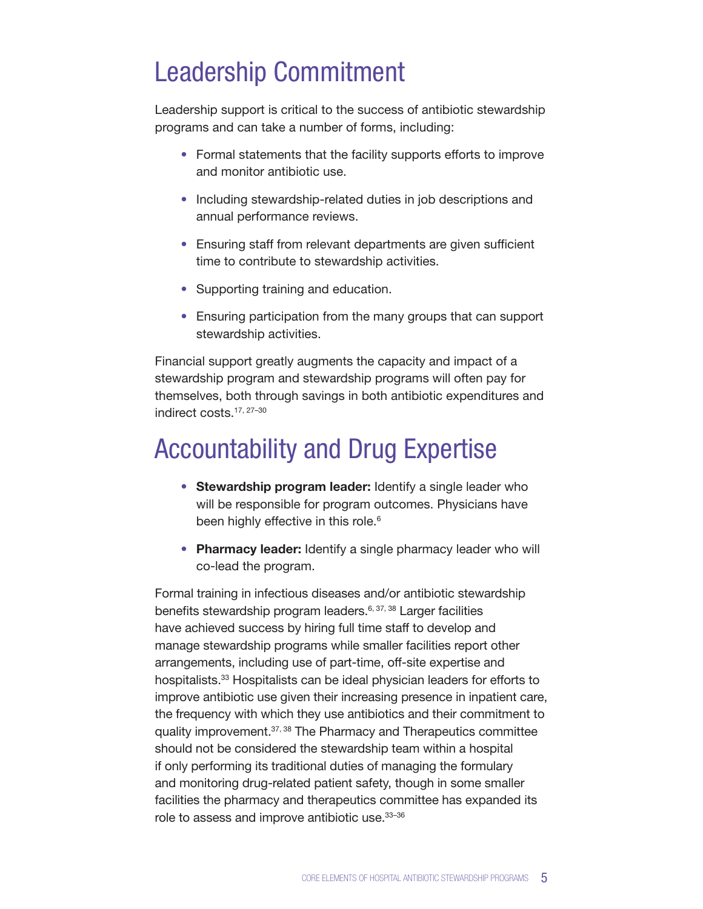## Leadership Commitment

Leadership support is critical to the success of antibiotic stewardship programs and can take a number of forms, including:

- Formal statements that the facility supports efforts to improve and monitor antibiotic use.
- Including stewardship-related duties in job descriptions and annual performance reviews.
- Ensuring staff from relevant departments are given sufficient time to contribute to stewardship activities.
- Supporting training and education.
- Ensuring participation from the many groups that can support stewardship activities.

Financial support greatly augments the capacity and impact of a stewardship program and stewardship programs will often pay for themselves, both through savings in both antibiotic expenditures and indirect costs.[17, 27–30]

## Accountability and Drug Expertise

- **Stewardship program leader:** Identify a single leader who will be responsible for program outcomes. Physicians have been highly effective in this role.[6]
- **Pharmacy leader:** Identify a single pharmacy leader who will co-lead the program.

Formal training in infectious diseases and/or antibiotic stewardship benefits stewardship program leaders.[6, 37, 38] Larger facilities have achieved success by hiring full time staff to develop and manage stewardship programs while smaller facilities report other arrangements, including use of part-time, off-site expertise and hospitalists.[33] Hospitalists can be ideal physician leaders for efforts to improve antibiotic use given their increasing presence in inpatient care, the frequency with which they use antibiotics and their commitment to quality improvement.[37, 38] The Pharmacy and Therapeutics committee should not be considered the stewardship team within a hospital if only performing its traditional duties of managing the formulary and monitoring drug-related patient safety, though in some smaller facilities the pharmacy and therapeutics committee has expanded its role to assess and improve antibiotic use.[33–36]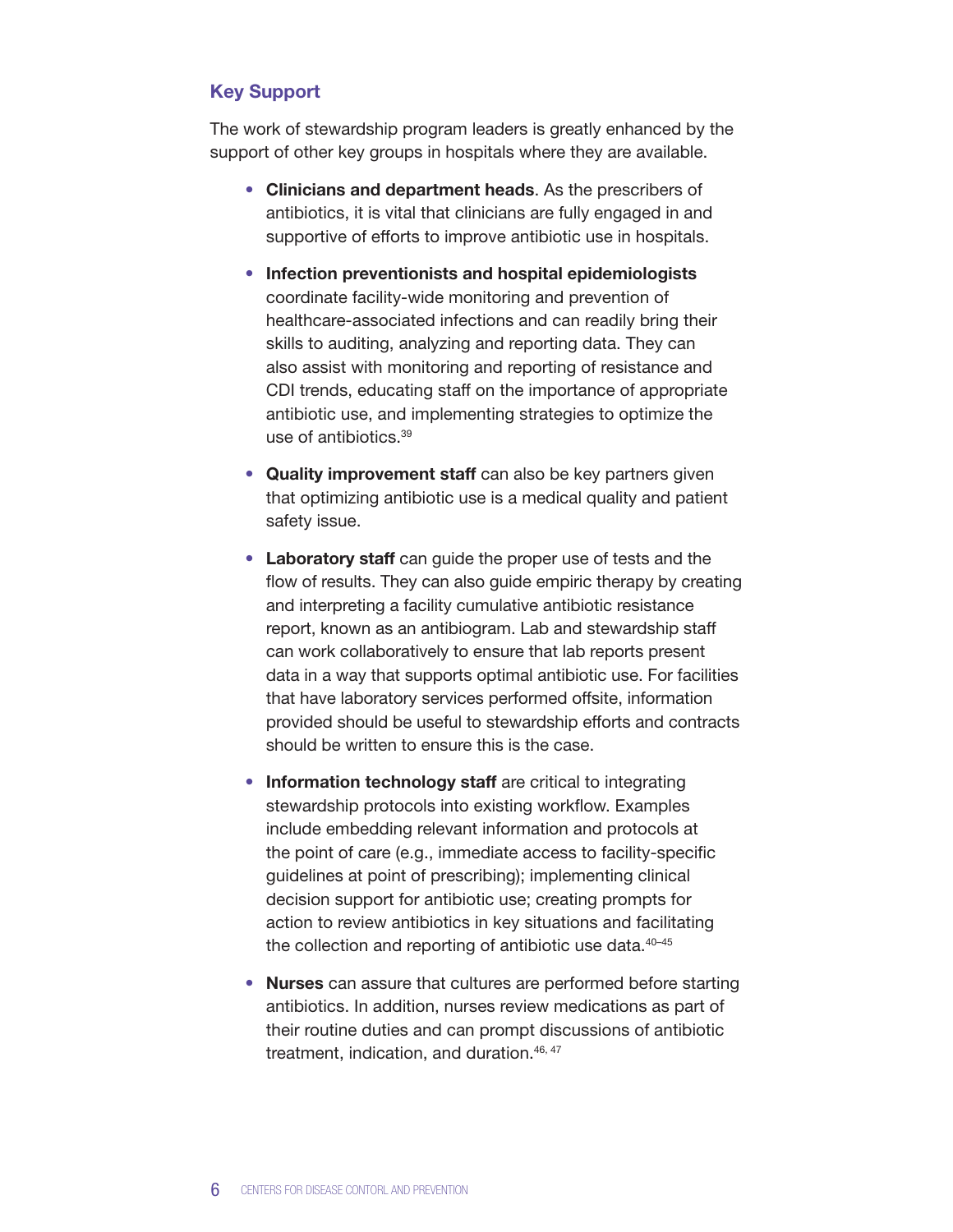### Key Support

The work of stewardship program leaders is greatly enhanced by the support of other key groups in hospitals where they are available.

- **Clinicians and department heads**. As the prescribers of antibiotics, it is vital that clinicians are fully engaged in and supportive of efforts to improve antibiotic use in hospitals.
- **Infection preventionists and hospital epidemiologists** coordinate facility-wide monitoring and prevention of healthcare-associated infections and can readily bring their skills to auditing, analyzing and reporting data. They can also assist with monitoring and reporting of resistance and CDI trends, educating staff on the importance of appropriate antibiotic use, and implementing strategies to optimize the use of antibiotics.[39]
- **Quality improvement staff** can also be key partners given that optimizing antibiotic use is a medical quality and patient safety issue.
- **Laboratory staff** can guide the proper use of tests and the flow of results. They can also guide empiric therapy by creating and interpreting a facility cumulative antibiotic resistance report, known as an antibiogram. Lab and stewardship staff can work collaboratively to ensure that lab reports present data in a way that supports optimal antibiotic use. For facilities that have laboratory services performed offsite, information provided should be useful to stewardship efforts and contracts should be written to ensure this is the case.
- **Information technology staff** are critical to integrating stewardship protocols into existing workflow. Examples include embedding relevant information and protocols at the point of care (e.g., immediate access to facility-specific guidelines at point of prescribing); implementing clinical decision support for antibiotic use; creating prompts for action to review antibiotics in key situations and facilitating the collection and reporting of antibiotic use data.[40–45]
- **Nurses** can assure that cultures are performed before starting antibiotics. In addition, nurses review medications as part of their routine duties and can prompt discussions of antibiotic treatment, indication, and duration.[46, 47]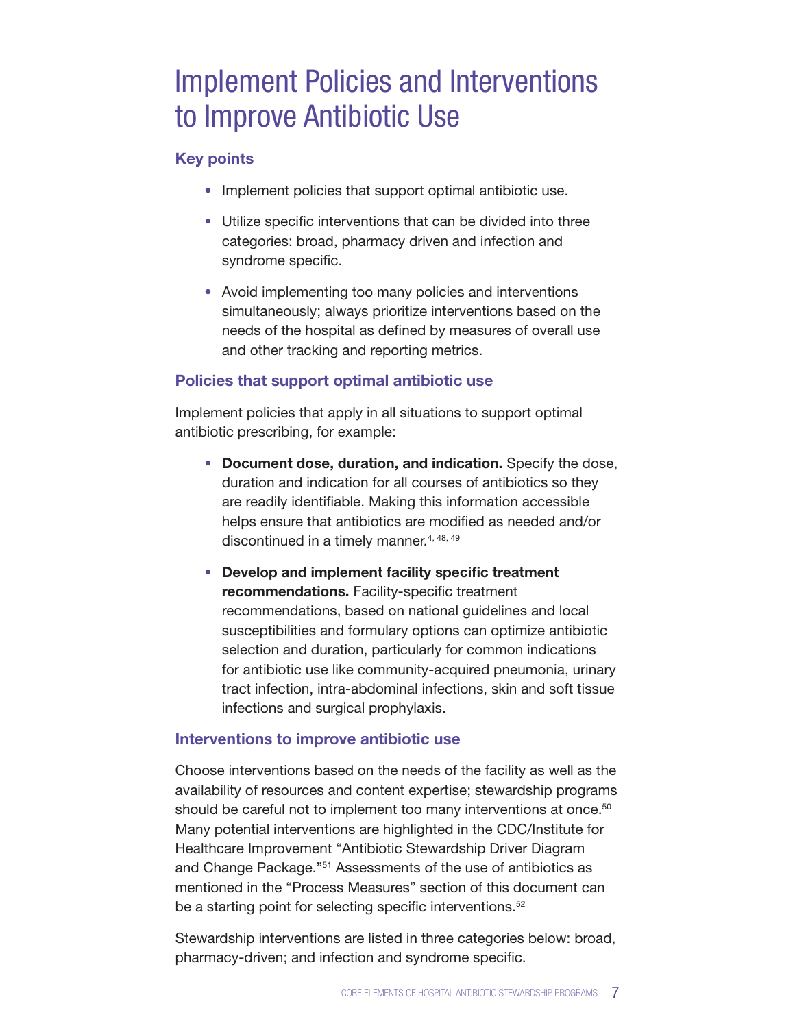# Implement Policies and Interventions to Improve Antibiotic Use

### Key points

- Implement policies that support optimal antibiotic use.
- Utilize specific interventions that can be divided into three categories: broad, pharmacy driven and infection and syndrome specific.
- Avoid implementing too many policies and interventions simultaneously; always prioritize interventions based on the needs of the hospital as defined by measures of overall use and other tracking and reporting metrics.

### Policies that support optimal antibiotic use

Implement policies that apply in all situations to support optimal antibiotic prescribing, for example:

- **Document dose, duration, and indication.** Specify the dose, duration and indication for all courses of antibiotics so they are readily identifiable. Making this information accessible helps ensure that antibiotics are modified as needed and/or discontinued in a timely manner.[4, 48, 49]
- **Develop and implement facility specific treatment recommendations.** Facility-specific treatment recommendations, based on national guidelines and local susceptibilities and formulary options can optimize antibiotic selection and duration, particularly for common indications for antibiotic use like community-acquired pneumonia, urinary tract infection, intra-abdominal infections, skin and soft tissue infections and surgical prophylaxis.

### Interventions to improve antibiotic use

Choose interventions based on the needs of the facility as well as the availability of resources and content expertise; stewardship programs should be careful not to implement too many interventions at once.[50] Many potential interventions are highlighted in the CDC/Institute for Healthcare Improvement "Antibiotic Stewardship Driver Diagram and Change Package."[51] Assessments of the use of antibiotics as mentioned in the "Process Measures" section of this document can be a starting point for selecting specific interventions.[52]

Stewardship interventions are listed in three categories below: broad, pharmacy-driven; and infection and syndrome specific.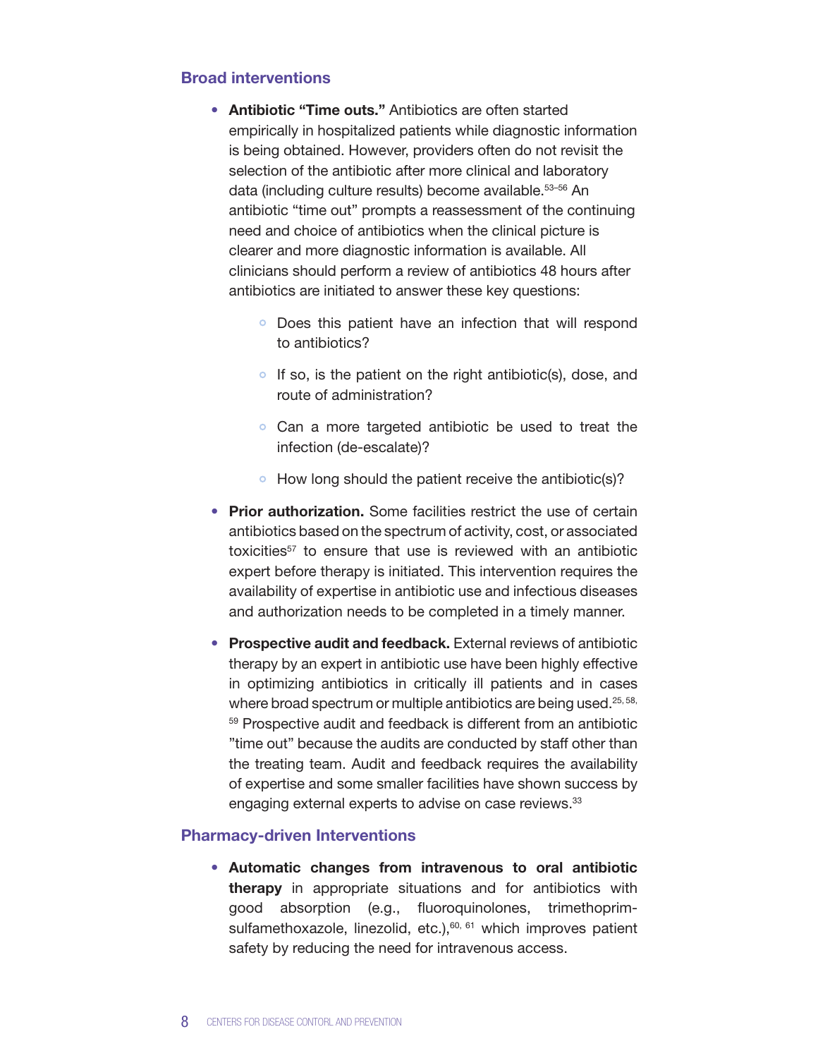## Broad interventions

- **Antibiotic "Time outs."** Antibiotics are often started empirically in hospitalized patients while diagnostic information is being obtained. However, providers often do not revisit the selection of the antibiotic after more clinical and laboratory data (including culture results) become available.[53–56] An antibiotic "time out" prompts a reassessment of the continuing need and choice of antibiotics when the clinical picture is clearer and more diagnostic information is available. All clinicians should perform a review of antibiotics 48 hours after antibiotics are initiated to answer these key questions:
  - Does this patient have an infection that will respond to antibiotics?
  - If so, is the patient on the right antibiotic(s), dose, and route of administration?
  - Can a more targeted antibiotic be used to treat the infection (de-escalate)?
  - How long should the patient receive the antibiotic(s)?
- **Prior authorization.** Some facilities restrict the use of certain antibiotics based on the spectrum of activity, cost, or associated toxicities[57] to ensure that use is reviewed with an antibiotic expert before therapy is initiated. This intervention requires the availability of expertise in antibiotic use and infectious diseases and authorization needs to be completed in a timely manner.
- **Prospective audit and feedback.** External reviews of antibiotic therapy by an expert in antibiotic use have been highly effective in optimizing antibiotics in critically ill patients and in cases where broad spectrum or multiple antibiotics are being used.[25, 58, 59] Prospective audit and feedback is different from an antibiotic "time out" because the audits are conducted by staff other than the treating team. Audit and feedback requires the availability of expertise and some smaller facilities have shown success by engaging external experts to advise on case reviews.[33]

## Pharmacy-driven Interventions

- **Automatic changes from intravenous to oral antibiotic therapy** in appropriate situations and for antibiotics with good absorption (e.g., fluoroquinolones, trimethoprim-sulfamethoxazole, linezolid, etc.),[60, 61] which improves patient safety by reducing the need for intravenous access.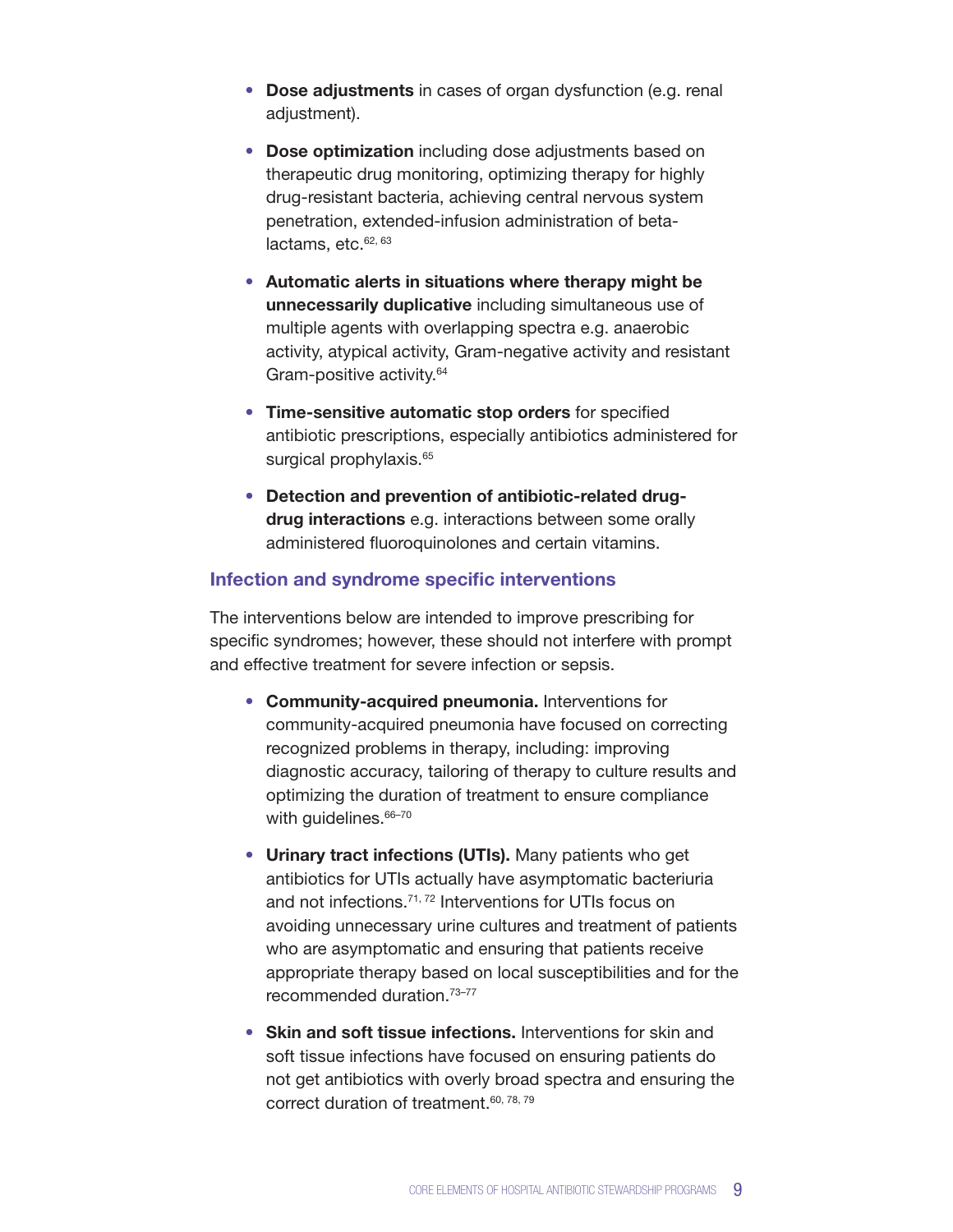- **Dose adjustments** in cases of organ dysfunction (e.g. renal adjustment).
- **Dose optimization** including dose adjustments based on therapeutic drug monitoring, optimizing therapy for highly drug-resistant bacteria, achieving central nervous system penetration, extended-infusion administration of beta-lactams, etc.[62, 63]
- **Automatic alerts in situations where therapy might be unnecessarily duplicative** including simultaneous use of multiple agents with overlapping spectra e.g. anaerobic activity, atypical activity, Gram-negative activity and resistant Gram-positive activity.[64]
- **Time-sensitive automatic stop orders** for specified antibiotic prescriptions, especially antibiotics administered for surgical prophylaxis.[65]
- **Detection and prevention of antibiotic-related drug-drug interactions** e.g. interactions between some orally administered fluoroquinolones and certain vitamins.

### Infection and syndrome specific interventions

The interventions below are intended to improve prescribing for specific syndromes; however, these should not interfere with prompt and effective treatment for severe infection or sepsis.

- **Community-acquired pneumonia.** Interventions for community-acquired pneumonia have focused on correcting recognized problems in therapy, including: improving diagnostic accuracy, tailoring of therapy to culture results and optimizing the duration of treatment to ensure compliance with guidelines.[66–70]
- **Urinary tract infections (UTIs).** Many patients who get antibiotics for UTIs actually have asymptomatic bacteriuria and not infections.[71, 72] Interventions for UTIs focus on avoiding unnecessary urine cultures and treatment of patients who are asymptomatic and ensuring that patients receive appropriate therapy based on local susceptibilities and for the recommended duration.[73–77]
- **Skin and soft tissue infections.** Interventions for skin and soft tissue infections have focused on ensuring patients do not get antibiotics with overly broad spectra and ensuring the correct duration of treatment.[60, 78, 79]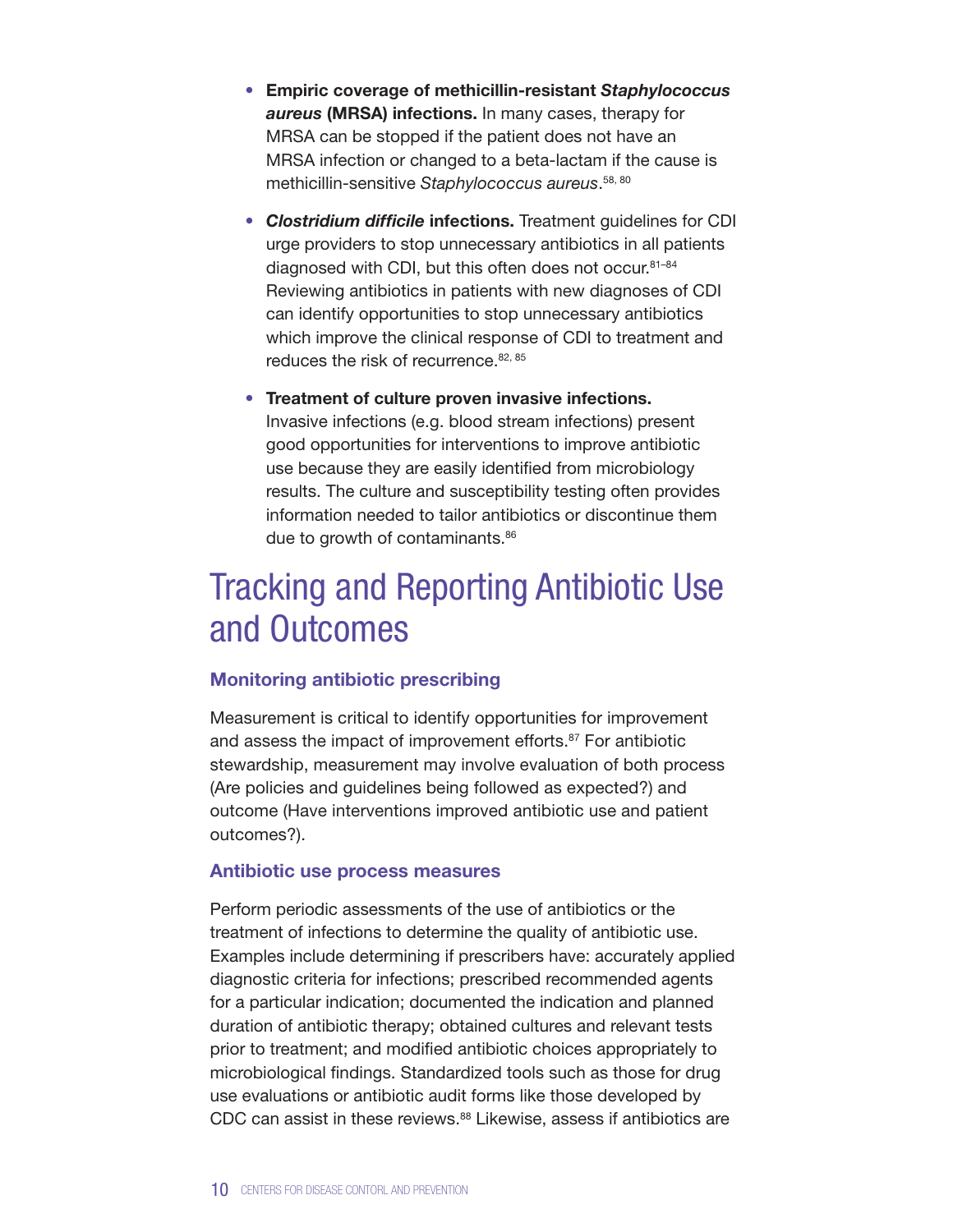- **Empiric coverage of methicillin-resistant *Staphylococcus aureus* (MRSA) infections.** In many cases, therapy for MRSA can be stopped if the patient does not have an MRSA infection or changed to a beta-lactam if the cause is methicillin-sensitive *Staphylococcus aureus*.[58, 80]

- ***Clostridium difficile* infections.** Treatment guidelines for CDI urge providers to stop unnecessary antibiotics in all patients diagnosed with CDI, but this often does not occur.[81–84] Reviewing antibiotics in patients with new diagnoses of CDI can identify opportunities to stop unnecessary antibiotics which improve the clinical response of CDI to treatment and reduces the risk of recurrence.[82, 85]

- **Treatment of culture proven invasive infections.** Invasive infections (e.g. blood stream infections) present good opportunities for interventions to improve antibiotic use because they are easily identified from microbiology results. The culture and susceptibility testing often provides information needed to tailor antibiotics or discontinue them due to growth of contaminants.[86]

# Tracking and Reporting Antibiotic Use and Outcomes

### Monitoring antibiotic prescribing

Measurement is critical to identify opportunities for improvement and assess the impact of improvement efforts.[87] For antibiotic stewardship, measurement may involve evaluation of both process (Are policies and guidelines being followed as expected?) and outcome (Have interventions improved antibiotic use and patient outcomes?).

### Antibiotic use process measures

Perform periodic assessments of the use of antibiotics or the treatment of infections to determine the quality of antibiotic use. Examples include determining if prescribers have: accurately applied diagnostic criteria for infections; prescribed recommended agents for a particular indication; documented the indication and planned duration of antibiotic therapy; obtained cultures and relevant tests prior to treatment; and modified antibiotic choices appropriately to microbiological findings. Standardized tools such as those for drug use evaluations or antibiotic audit forms like those developed by CDC can assist in these reviews.[88] Likewise, assess if antibiotics are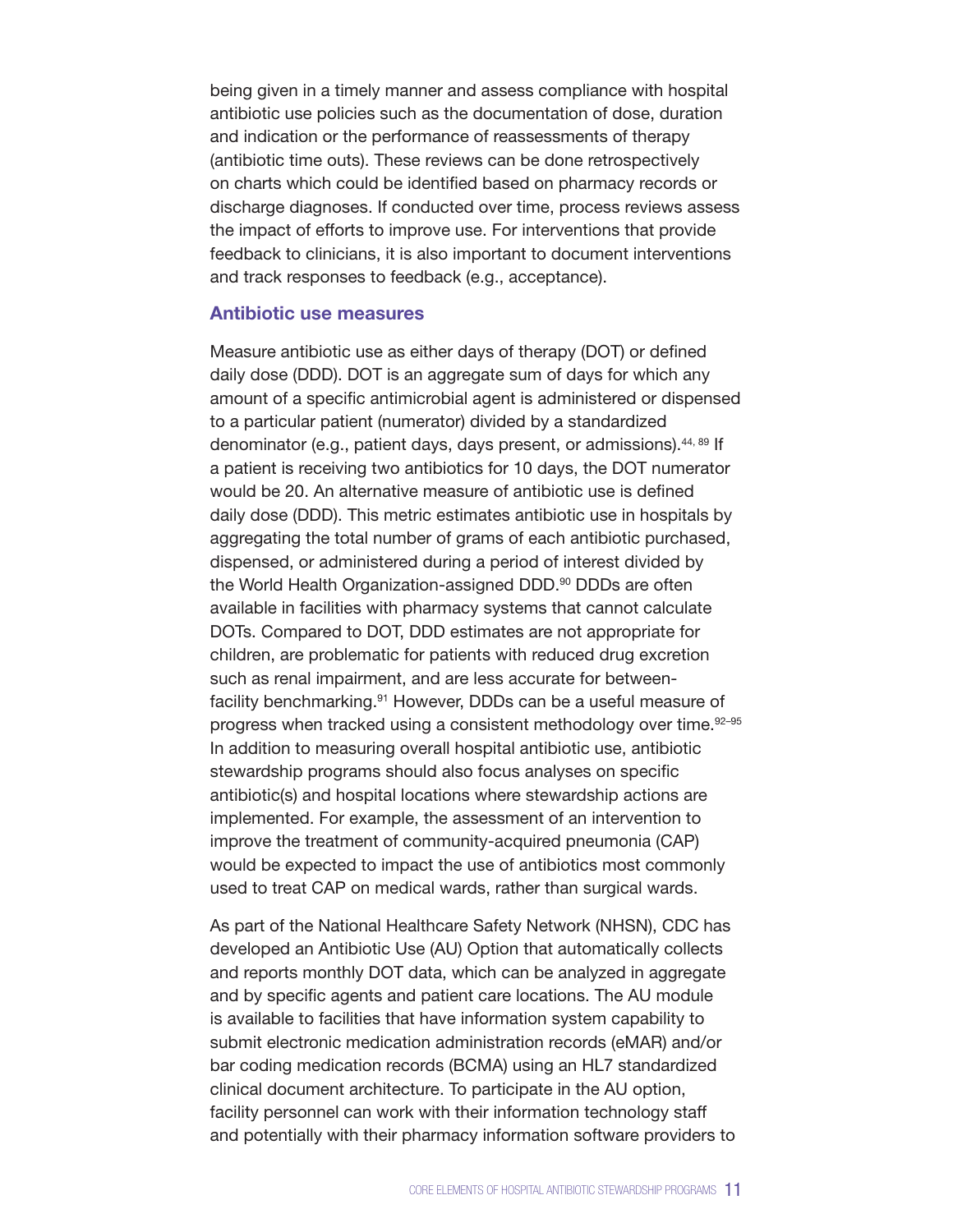being given in a timely manner and assess compliance with hospital antibiotic use policies such as the documentation of dose, duration and indication or the performance of reassessments of therapy (antibiotic time outs). These reviews can be done retrospectively on charts which could be identified based on pharmacy records or discharge diagnoses. If conducted over time, process reviews assess the impact of efforts to improve use. For interventions that provide feedback to clinicians, it is also important to document interventions and track responses to feedback (e.g., acceptance).

### Antibiotic use measures

Measure antibiotic use as either days of therapy (DOT) or defined daily dose (DDD). DOT is an aggregate sum of days for which any amount of a specific antimicrobial agent is administered or dispensed to a particular patient (numerator) divided by a standardized denominator (e.g., patient days, days present, or admissions).[44, 89] If a patient is receiving two antibiotics for 10 days, the DOT numerator would be 20. An alternative measure of antibiotic use is defined daily dose (DDD). This metric estimates antibiotic use in hospitals by aggregating the total number of grams of each antibiotic purchased, dispensed, or administered during a period of interest divided by the World Health Organization-assigned DDD.[90] DDDs are often available in facilities with pharmacy systems that cannot calculate DOTs. Compared to DOT, DDD estimates are not appropriate for children, are problematic for patients with reduced drug excretion such as renal impairment, and are less accurate for between-facility benchmarking.[91] However, DDDs can be a useful measure of progress when tracked using a consistent methodology over time.[92–95] In addition to measuring overall hospital antibiotic use, antibiotic stewardship programs should also focus analyses on specific antibiotic(s) and hospital locations where stewardship actions are implemented. For example, the assessment of an intervention to improve the treatment of community-acquired pneumonia (CAP) would be expected to impact the use of antibiotics most commonly used to treat CAP on medical wards, rather than surgical wards.

As part of the National Healthcare Safety Network (NHSN), CDC has developed an Antibiotic Use (AU) Option that automatically collects and reports monthly DOT data, which can be analyzed in aggregate and by specific agents and patient care locations. The AU module is available to facilities that have information system capability to submit electronic medication administration records (eMAR) and/or bar coding medication records (BCMA) using an HL7 standardized clinical document architecture. To participate in the AU option, facility personnel can work with their information technology staff and potentially with their pharmacy information software providers to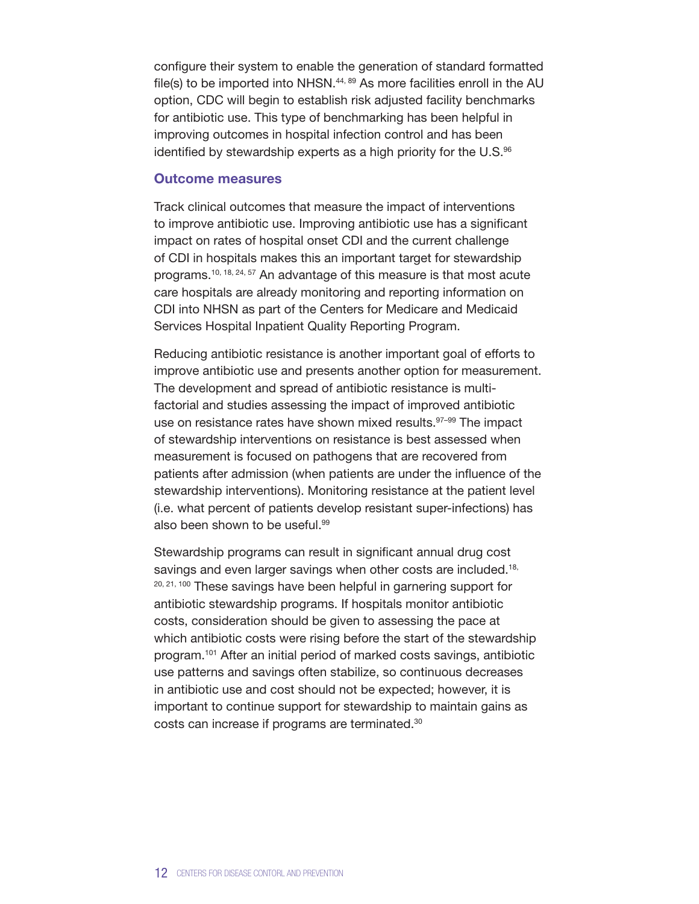configure their system to enable the generation of standard formatted file(s) to be imported into NHSN.[44, 89] As more facilities enroll in the AU option, CDC will begin to establish risk adjusted facility benchmarks for antibiotic use. This type of benchmarking has been helpful in improving outcomes in hospital infection control and has been identified by stewardship experts as a high priority for the U.S.[96]

### Outcome measures

Track clinical outcomes that measure the impact of interventions to improve antibiotic use. Improving antibiotic use has a significant impact on rates of hospital onset CDI and the current challenge of CDI in hospitals makes this an important target for stewardship programs.[10, 18, 24, 57] An advantage of this measure is that most acute care hospitals are already monitoring and reporting information on CDI into NHSN as part of the Centers for Medicare and Medicaid Services Hospital Inpatient Quality Reporting Program.

Reducing antibiotic resistance is another important goal of efforts to improve antibiotic use and presents another option for measurement. The development and spread of antibiotic resistance is multi-factorial and studies assessing the impact of improved antibiotic use on resistance rates have shown mixed results.[97–99] The impact of stewardship interventions on resistance is best assessed when measurement is focused on pathogens that are recovered from patients after admission (when patients are under the influence of the stewardship interventions). Monitoring resistance at the patient level (i.e. what percent of patients develop resistant super-infections) has also been shown to be useful.[99]

Stewardship programs can result in significant annual drug cost savings and even larger savings when other costs are included.[18, 20, 21, 100] These savings have been helpful in garnering support for antibiotic stewardship programs. If hospitals monitor antibiotic costs, consideration should be given to assessing the pace at which antibiotic costs were rising before the start of the stewardship program.[101] After an initial period of marked costs savings, antibiotic use patterns and savings often stabilize, so continuous decreases in antibiotic use and cost should not be expected; however, it is important to continue support for stewardship to maintain gains as costs can increase if programs are terminated.[30]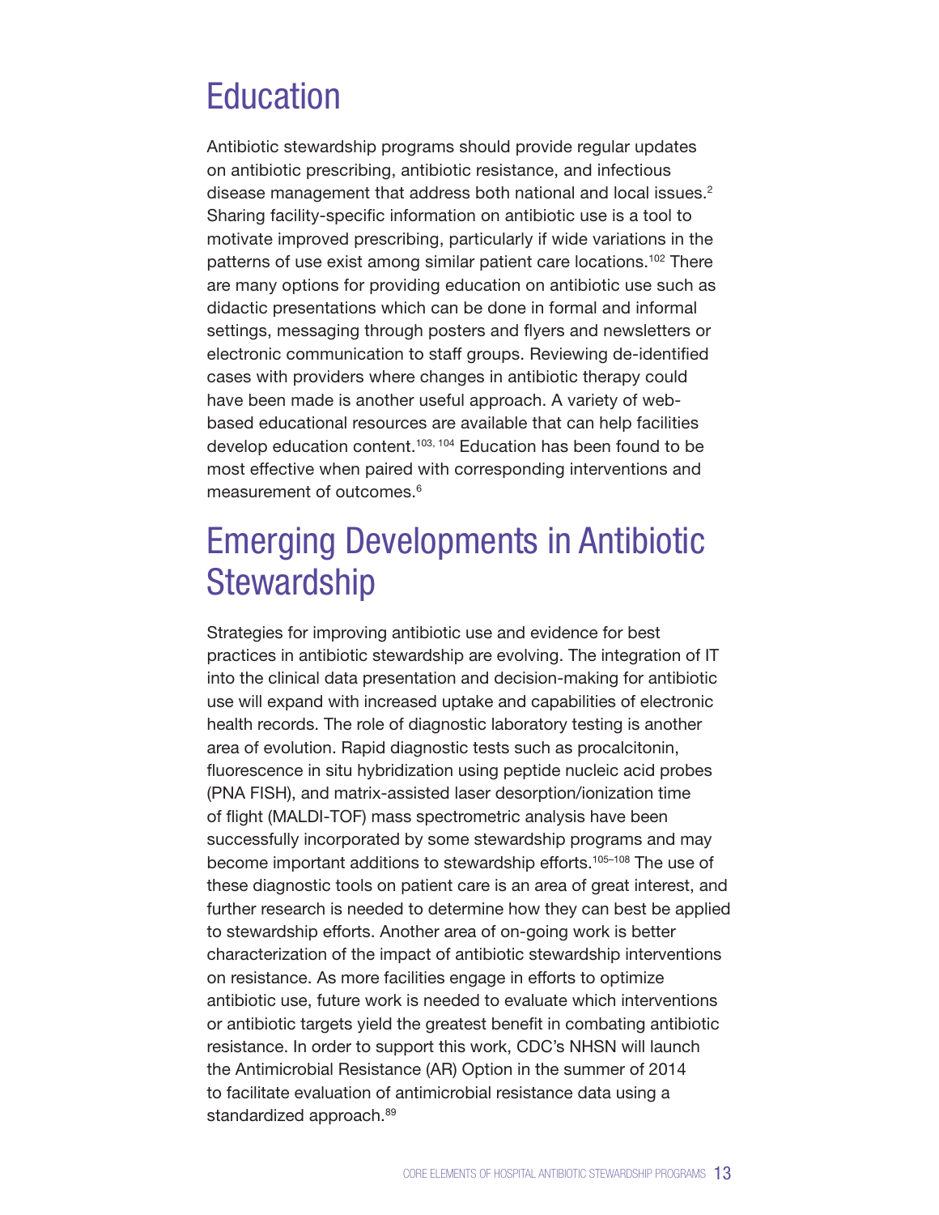## Education

Antibiotic stewardship programs should provide regular updates on antibiotic prescribing, antibiotic resistance, and infectious disease management that address both national and local issues.[2] Sharing facility-specific information on antibiotic use is a tool to motivate improved prescribing, particularly if wide variations in the patterns of use exist among similar patient care locations.[102] There are many options for providing education on antibiotic use such as didactic presentations which can be done in formal and informal settings, messaging through posters and flyers and newsletters or electronic communication to staff groups. Reviewing de-identified cases with providers where changes in antibiotic therapy could have been made is another useful approach. A variety of web-based educational resources are available that can help facilities develop education content.[103, 104] Education has been found to be most effective when paired with corresponding interventions and measurement of outcomes.[6]

## Emerging Developments in Antibiotic Stewardship

Strategies for improving antibiotic use and evidence for best practices in antibiotic stewardship are evolving. The integration of IT into the clinical data presentation and decision-making for antibiotic use will expand with increased uptake and capabilities of electronic health records. The role of diagnostic laboratory testing is another area of evolution. Rapid diagnostic tests such as procalcitonin, fluorescence in situ hybridization using peptide nucleic acid probes (PNA FISH), and matrix-assisted laser desorption/ionization time of flight (MALDI-TOF) mass spectrometric analysis have been successfully incorporated by some stewardship programs and may become important additions to stewardship efforts.[105–108] The use of these diagnostic tools on patient care is an area of great interest, and further research is needed to determine how they can best be applied to stewardship efforts. Another area of on-going work is better characterization of the impact of antibiotic stewardship interventions on resistance. As more facilities engage in efforts to optimize antibiotic use, future work is needed to evaluate which interventions or antibiotic targets yield the greatest benefit in combating antibiotic resistance. In order to support this work, CDC's NHSN will launch the Antimicrobial Resistance (AR) Option in the summer of 2014 to facilitate evaluation of antimicrobial resistance data using a standardized approach.[89]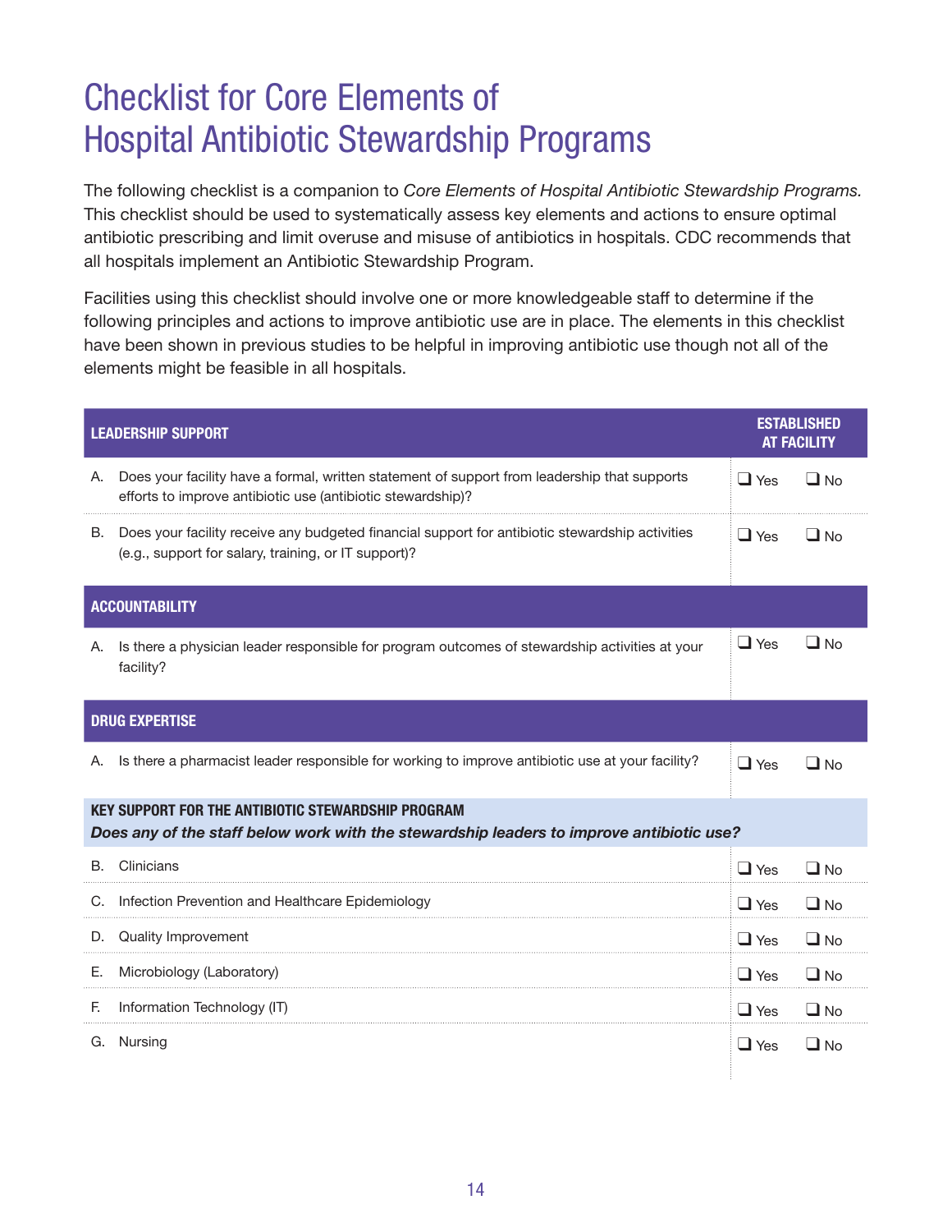# Checklist for Core Elements of Hospital Antibiotic Stewardship Programs

The following checklist is a companion to *Core Elements of Hospital Antibiotic Stewardship Programs.* This checklist should be used to systematically assess key elements and actions to ensure optimal antibiotic prescribing and limit overuse and misuse of antibiotics in hospitals. CDC recommends that all hospitals implement an Antibiotic Stewardship Program.

Facilities using this checklist should involve one or more knowledgeable staff to determine if the following principles and actions to improve antibiotic use are in place. The elements in this checklist have been shown in previous studies to be helpful in improving antibiotic use though not all of the elements might be feasible in all hospitals.

| **LEADERSHIP SUPPORT** | **ESTABLISHED AT FACILITY** |
|---|---|
| A. Does your facility have a formal, written statement of support from leadership that supports efforts to improve antibiotic use (antibiotic stewardship)? | ❑ Yes ❑ No |
| B. Does your facility receive any budgeted financial support for antibiotic stewardship activities (e.g., support for salary, training, or IT support)? | ❑ Yes ❑ No |
| **ACCOUNTABILITY** | |
| A. Is there a physician leader responsible for program outcomes of stewardship activities at your facility? | ❑ Yes ❑ No |
| **DRUG EXPERTISE** | |
| A. Is there a pharmacist leader responsible for working to improve antibiotic use at your facility? | ❑ Yes ❑ No |
| **KEY SUPPORT FOR THE ANTIBIOTIC STEWARDSHIP PROGRAM** *Does any of the staff below work with the stewardship leaders to improve antibiotic use?* | |
| B. Clinicians | ❑ Yes ❑ No |
| C. Infection Prevention and Healthcare Epidemiology | ❑ Yes ❑ No |
| D. Quality Improvement | ❑ Yes ❑ No |
| E. Microbiology (Laboratory) | ❑ Yes ❑ No |
| F. Information Technology (IT) | ❑ Yes ❑ No |
| G. Nursing | ❑ Yes ❑ No |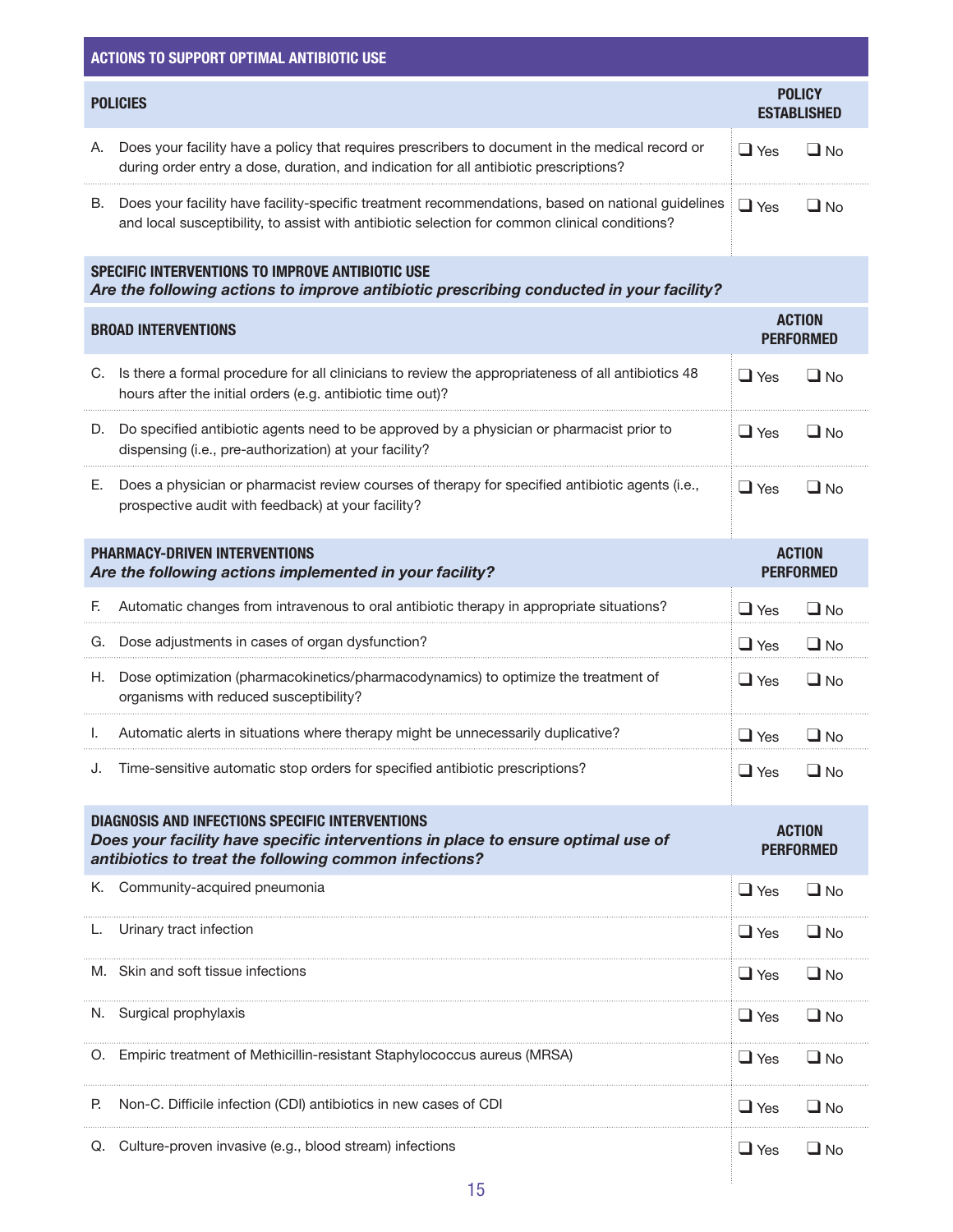## ACTIONS TO SUPPORT OPTIMAL ANTIBIOTIC USE

| POLICIES | POLICY ESTABLISHED |
|---|---|
| A. Does your facility have a policy that requires prescribers to document in the medical record or during order entry a dose, duration, and indication for all antibiotic prescriptions? | ❑ Yes ❑ No |
| B. Does your facility have facility-specific treatment recommendations, based on national guidelines and local susceptibility, to assist with antibiotic selection for common clinical conditions? | ❑ Yes ❑ No |

**SPECIFIC INTERVENTIONS TO IMPROVE ANTIBIOTIC USE**
***Are the following actions to improve antibiotic prescribing conducted in your facility?***

| BROAD INTERVENTIONS | ACTION PERFORMED |
|---|---|
| C. Is there a formal procedure for all clinicians to review the appropriateness of all antibiotics 48 hours after the initial orders (e.g. antibiotic time out)? | ❑ Yes ❑ No |
| D. Do specified antibiotic agents need to be approved by a physician or pharmacist prior to dispensing (i.e., pre-authorization) at your facility? | ❑ Yes ❑ No |
| E. Does a physician or pharmacist review courses of therapy for specified antibiotic agents (i.e., prospective audit with feedback) at your facility? | ❑ Yes ❑ No |

| PHARMACY-DRIVEN INTERVENTIONS *Are the following actions implemented in your facility?* | ACTION PERFORMED |
|---|---|
| F. Automatic changes from intravenous to oral antibiotic therapy in appropriate situations? | ❑ Yes ❑ No |
| G. Dose adjustments in cases of organ dysfunction? | ❑ Yes ❑ No |
| H. Dose optimization (pharmacokinetics/pharmacodynamics) to optimize the treatment of organisms with reduced susceptibility? | ❑ Yes ❑ No |
| I. Automatic alerts in situations where therapy might be unnecessarily duplicative? | ❑ Yes ❑ No |
| J. Time-sensitive automatic stop orders for specified antibiotic prescriptions? | ❑ Yes ❑ No |

| DIAGNOSIS AND INFECTIONS SPECIFIC INTERVENTIONS *Does your facility have specific interventions in place to ensure optimal use of antibiotics to treat the following common infections?* | ACTION PERFORMED |
|---|---|
| K. Community-acquired pneumonia | ❑ Yes ❑ No |
| L. Urinary tract infection | ❑ Yes ❑ No |
| M. Skin and soft tissue infections | ❑ Yes ❑ No |
| N. Surgical prophylaxis | ❑ Yes ❑ No |
| O. Empiric treatment of Methicillin-resistant Staphylococcus aureus (MRSA) | ❑ Yes ❑ No |
| P. Non-C. Difficile infection (CDI) antibiotics in new cases of CDI | ❑ Yes ❑ No |
| Q. Culture-proven invasive (e.g., blood stream) infections | ❑ Yes ❑ No |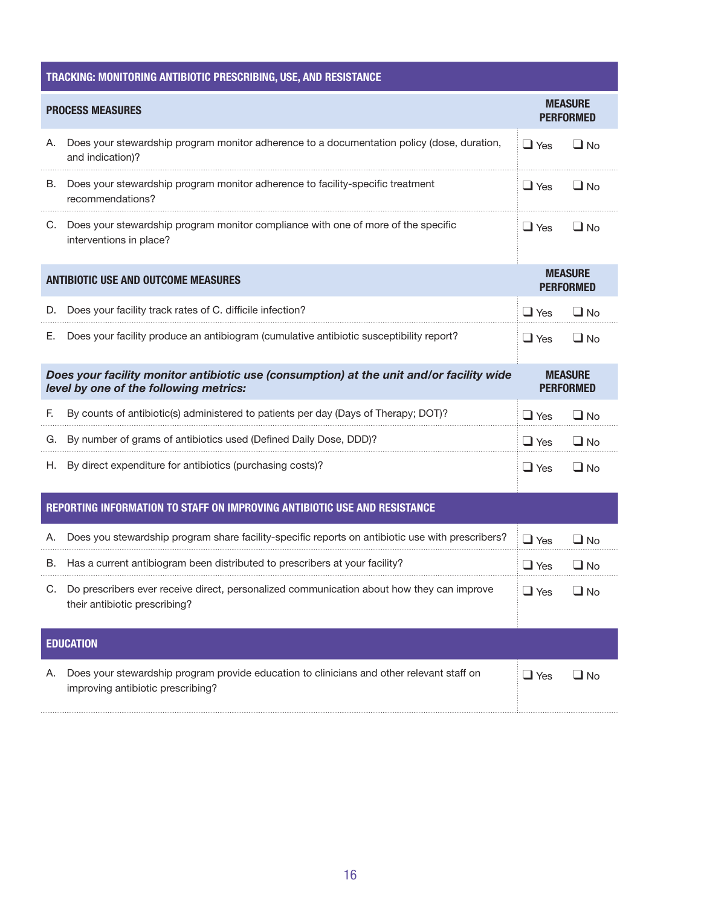## TRACKING: MONITORING ANTIBIOTIC PRESCRIBING, USE, AND RESISTANCE

| PROCESS MEASURES | MEASURE PERFORMED |
|---|---|
| A. Does your stewardship program monitor adherence to a documentation policy (dose, duration, and indication)? | ❑ Yes ❑ No |
| B. Does your stewardship program monitor adherence to facility-specific treatment recommendations? | ❑ Yes ❑ No |
| C. Does your stewardship program monitor compliance with one of more of the specific interventions in place? | ❑ Yes ❑ No |

| ANTIBIOTIC USE AND OUTCOME MEASURES | MEASURE PERFORMED |
|---|---|
| D. Does your facility track rates of C. difficile infection? | ❑ Yes ❑ No |
| E. Does your facility produce an antibiogram (cumulative antibiotic susceptibility report? | ❑ Yes ❑ No |

| ***Does your facility monitor antibiotic use (consumption) at the unit and/or facility wide level by one of the following metrics:*** | MEASURE PERFORMED |
|---|---|
| F. By counts of antibiotic(s) administered to patients per day (Days of Therapy; DOT)? | ❑ Yes ❑ No |
| G. By number of grams of antibiotics used (Defined Daily Dose, DDD)? | ❑ Yes ❑ No |
| H. By direct expenditure for antibiotics (purchasing costs)? | ❑ Yes ❑ No |

## REPORTING INFORMATION TO STAFF ON IMPROVING ANTIBIOTIC USE AND RESISTANCE

| | |
|---|---|
| A. Does you stewardship program share facility-specific reports on antibiotic use with prescribers? | ❑ Yes ❑ No |
| B. Has a current antibiogram been distributed to prescribers at your facility? | ❑ Yes ❑ No |
| C. Do prescribers ever receive direct, personalized communication about how they can improve their antibiotic prescribing? | ❑ Yes ❑ No |

## EDUCATION

| | |
|---|---|
| A. Does your stewardship program provide education to clinicians and other relevant staff on improving antibiotic prescribing? | ❑ Yes ❑ No |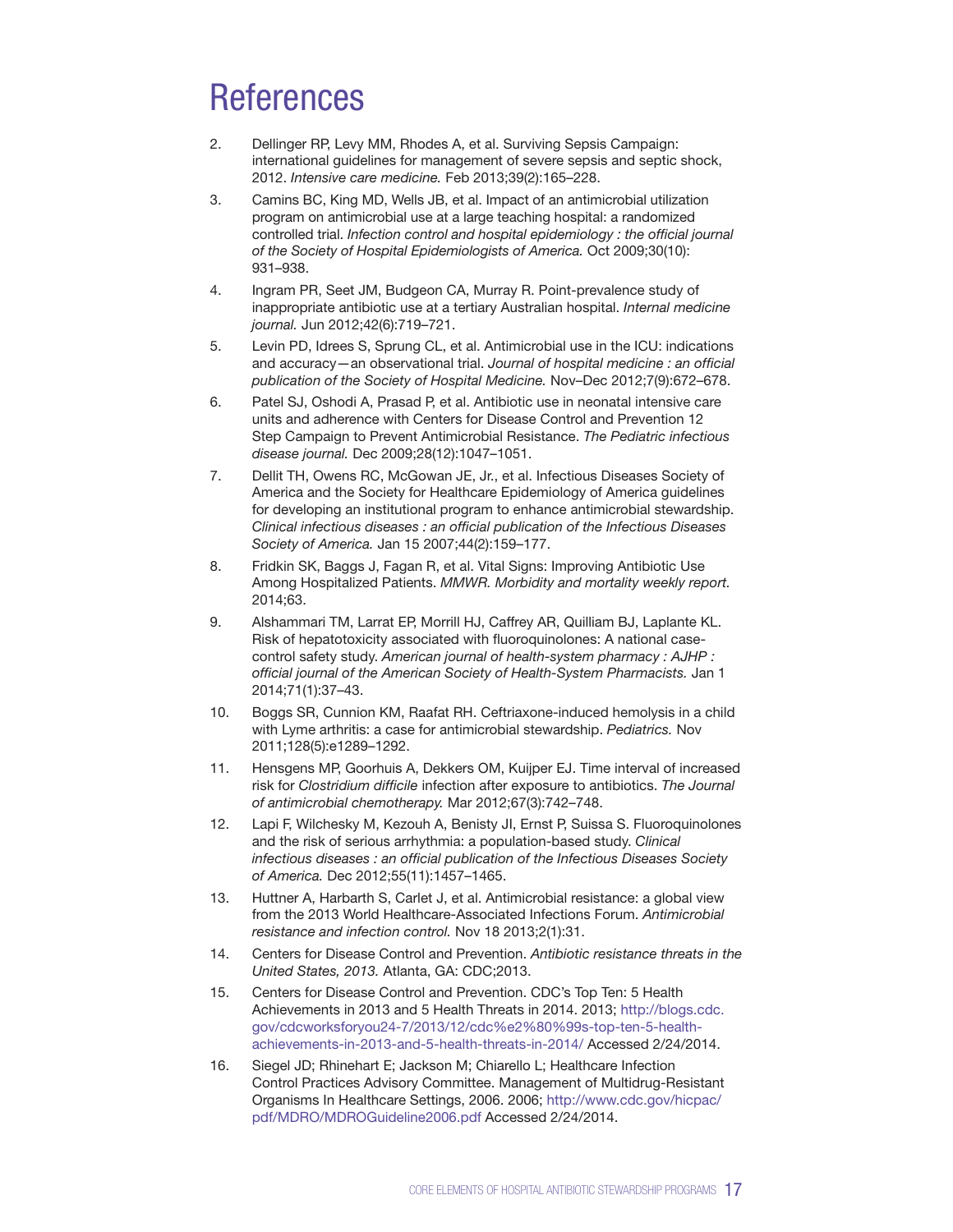# References

2. Dellinger RP, Levy MM, Rhodes A, et al. Surviving Sepsis Campaign: international guidelines for management of severe sepsis and septic shock, 2012. *Intensive care medicine.* Feb 2013;39(2):165–228.
3. Camins BC, King MD, Wells JB, et al. Impact of an antimicrobial utilization program on antimicrobial use at a large teaching hospital: a randomized controlled trial. *Infection control and hospital epidemiology : the official journal of the Society of Hospital Epidemiologists of America.* Oct 2009;30(10): 931–938.
4. Ingram PR, Seet JM, Budgeon CA, Murray R. Point-prevalence study of inappropriate antibiotic use at a tertiary Australian hospital. *Internal medicine journal.* Jun 2012;42(6):719–721.
5. Levin PD, Idrees S, Sprung CL, et al. Antimicrobial use in the ICU: indications and accuracy—an observational trial. *Journal of hospital medicine : an official publication of the Society of Hospital Medicine.* Nov–Dec 2012;7(9):672–678.
6. Patel SJ, Oshodi A, Prasad P, et al. Antibiotic use in neonatal intensive care units and adherence with Centers for Disease Control and Prevention 12 Step Campaign to Prevent Antimicrobial Resistance. *The Pediatric infectious disease journal.* Dec 2009;28(12):1047–1051.
7. Dellit TH, Owens RC, McGowan JE, Jr., et al. Infectious Diseases Society of America and the Society for Healthcare Epidemiology of America guidelines for developing an institutional program to enhance antimicrobial stewardship. *Clinical infectious diseases : an official publication of the Infectious Diseases Society of America.* Jan 15 2007;44(2):159–177.
8. Fridkin SK, Baggs J, Fagan R, et al. Vital Signs: Improving Antibiotic Use Among Hospitalized Patients. *MMWR. Morbidity and mortality weekly report.* 2014;63.
9. Alshammari TM, Larrat EP, Morrill HJ, Caffrey AR, Quilliam BJ, Laplante KL. Risk of hepatotoxicity associated with fluoroquinolones: A national case-control safety study. *American journal of health-system pharmacy : AJHP : official journal of the American Society of Health-System Pharmacists.* Jan 1 2014;71(1):37–43.
10. Boggs SR, Cunnion KM, Raafat RH. Ceftriaxone-induced hemolysis in a child with Lyme arthritis: a case for antimicrobial stewardship. *Pediatrics.* Nov 2011;128(5):e1289–1292.
11. Hensgens MP, Goorhuis A, Dekkers OM, Kuijper EJ. Time interval of increased risk for *Clostridium difficile* infection after exposure to antibiotics. *The Journal of antimicrobial chemotherapy.* Mar 2012;67(3):742–748.
12. Lapi F, Wilchesky M, Kezouh A, Benisty JI, Ernst P, Suissa S. Fluoroquinolones and the risk of serious arrhythmia: a population-based study. *Clinical infectious diseases : an official publication of the Infectious Diseases Society of America.* Dec 2012;55(11):1457–1465.
13. Huttner A, Harbarth S, Carlet J, et al. Antimicrobial resistance: a global view from the 2013 World Healthcare-Associated Infections Forum. *Antimicrobial resistance and infection control.* Nov 18 2013;2(1):31.
14. Centers for Disease Control and Prevention. *Antibiotic resistance threats in the United States, 2013.* Atlanta, GA: CDC;2013.
15. Centers for Disease Control and Prevention. CDC's Top Ten: 5 Health Achievements in 2013 and 5 Health Threats in 2014. 2013; http://blogs.cdc.gov/cdcworksforyou24-7/2013/12/cdc%e2%80%99s-top-ten-5-health-achievements-in-2013-and-5-health-threats-in-2014/ Accessed 2/24/2014.
16. Siegel JD; Rhinehart E; Jackson M; Chiarello L; Healthcare Infection Control Practices Advisory Committee. Management of Multidrug-Resistant Organisms In Healthcare Settings, 2006. 2006; http://www.cdc.gov/hicpac/pdf/MDRO/MDROGuideline2006.pdf Accessed 2/24/2014.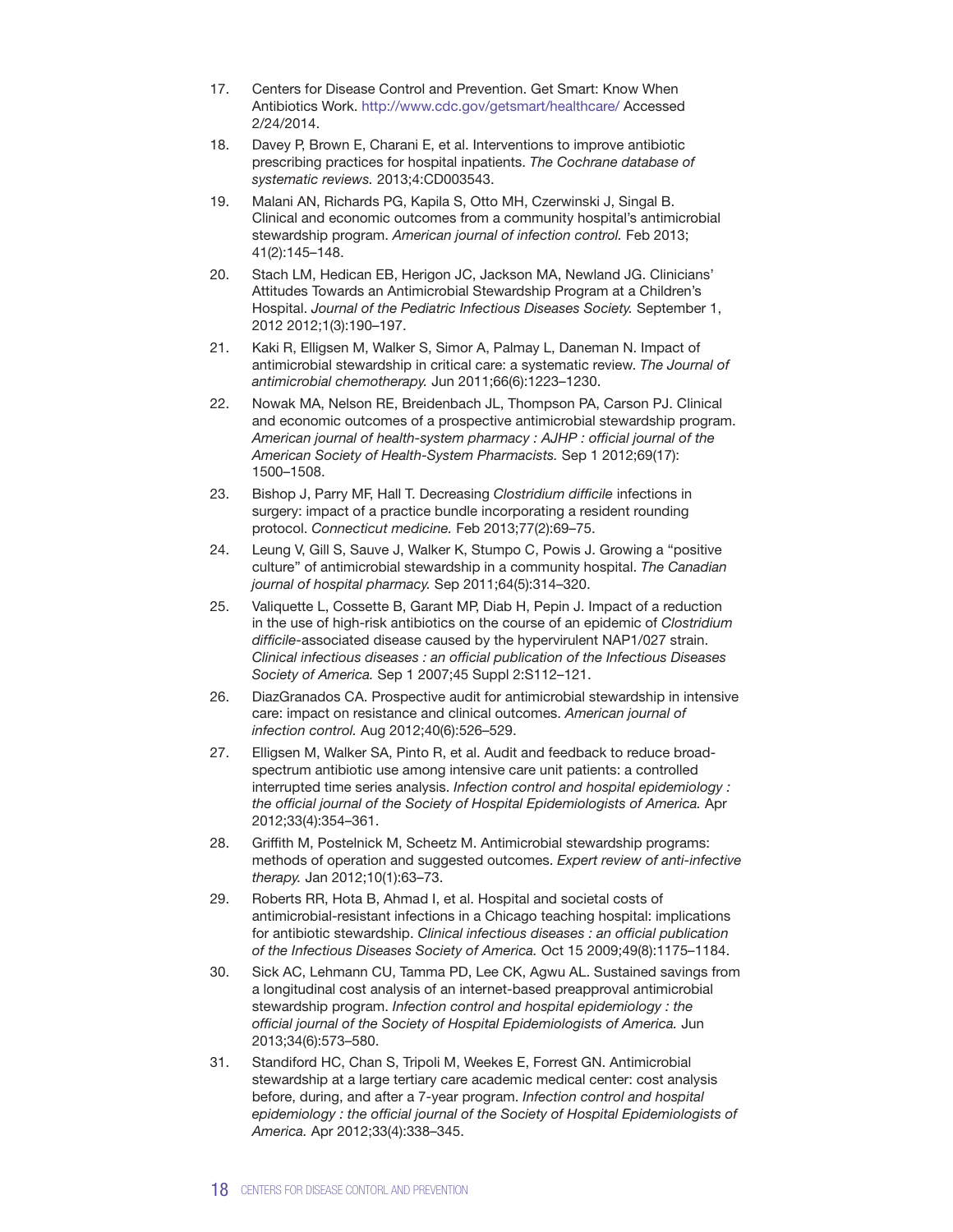17. Centers for Disease Control and Prevention. Get Smart: Know When Antibiotics Work. http://www.cdc.gov/getsmart/healthcare/ Accessed 2/24/2014.
18. Davey P, Brown E, Charani E, et al. Interventions to improve antibiotic prescribing practices for hospital inpatients. *The Cochrane database of systematic reviews.* 2013;4:CD003543.
19. Malani AN, Richards PG, Kapila S, Otto MH, Czerwinski J, Singal B. Clinical and economic outcomes from a community hospital's antimicrobial stewardship program. *American journal of infection control.* Feb 2013; 41(2):145–148.
20. Stach LM, Hedican EB, Herigon JC, Jackson MA, Newland JG. Clinicians' Attitudes Towards an Antimicrobial Stewardship Program at a Children's Hospital. *Journal of the Pediatric Infectious Diseases Society.* September 1, 2012 2012;1(3):190–197.
21. Kaki R, Elligsen M, Walker S, Simor A, Palmay L, Daneman N. Impact of antimicrobial stewardship in critical care: a systematic review. *The Journal of antimicrobial chemotherapy.* Jun 2011;66(6):1223–1230.
22. Nowak MA, Nelson RE, Breidenbach JL, Thompson PA, Carson PJ. Clinical and economic outcomes of a prospective antimicrobial stewardship program. *American journal of health-system pharmacy : AJHP : official journal of the American Society of Health-System Pharmacists.* Sep 1 2012;69(17): 1500–1508.
23. Bishop J, Parry MF, Hall T. Decreasing *Clostridium difficile* infections in surgery: impact of a practice bundle incorporating a resident rounding protocol. *Connecticut medicine.* Feb 2013;77(2):69–75.
24. Leung V, Gill S, Sauve J, Walker K, Stumpo C, Powis J. Growing a "positive culture" of antimicrobial stewardship in a community hospital. *The Canadian journal of hospital pharmacy.* Sep 2011;64(5):314–320.
25. Valiquette L, Cossette B, Garant MP, Diab H, Pepin J. Impact of a reduction in the use of high-risk antibiotics on the course of an epidemic of *Clostridium difficile*-associated disease caused by the hypervirulent NAP1/027 strain. *Clinical infectious diseases : an official publication of the Infectious Diseases Society of America.* Sep 1 2007;45 Suppl 2:S112–121.
26. DiazGranados CA. Prospective audit for antimicrobial stewardship in intensive care: impact on resistance and clinical outcomes. *American journal of infection control.* Aug 2012;40(6):526–529.
27. Elligsen M, Walker SA, Pinto R, et al. Audit and feedback to reduce broad-spectrum antibiotic use among intensive care unit patients: a controlled interrupted time series analysis. *Infection control and hospital epidemiology : the official journal of the Society of Hospital Epidemiologists of America.* Apr 2012;33(4):354–361.
28. Griffith M, Postelnick M, Scheetz M. Antimicrobial stewardship programs: methods of operation and suggested outcomes. *Expert review of anti-infective therapy.* Jan 2012;10(1):63–73.
29. Roberts RR, Hota B, Ahmad I, et al. Hospital and societal costs of antimicrobial-resistant infections in a Chicago teaching hospital: implications for antibiotic stewardship. *Clinical infectious diseases : an official publication of the Infectious Diseases Society of America.* Oct 15 2009;49(8):1175–1184.
30. Sick AC, Lehmann CU, Tamma PD, Lee CK, Agwu AL. Sustained savings from a longitudinal cost analysis of an internet-based preapproval antimicrobial stewardship program. *Infection control and hospital epidemiology : the official journal of the Society of Hospital Epidemiologists of America.* Jun 2013;34(6):573–580.
31. Standiford HC, Chan S, Tripoli M, Weekes E, Forrest GN. Antimicrobial stewardship at a large tertiary care academic medical center: cost analysis before, during, and after a 7-year program. *Infection control and hospital epidemiology : the official journal of the Society of Hospital Epidemiologists of America.* Apr 2012;33(4):338–345.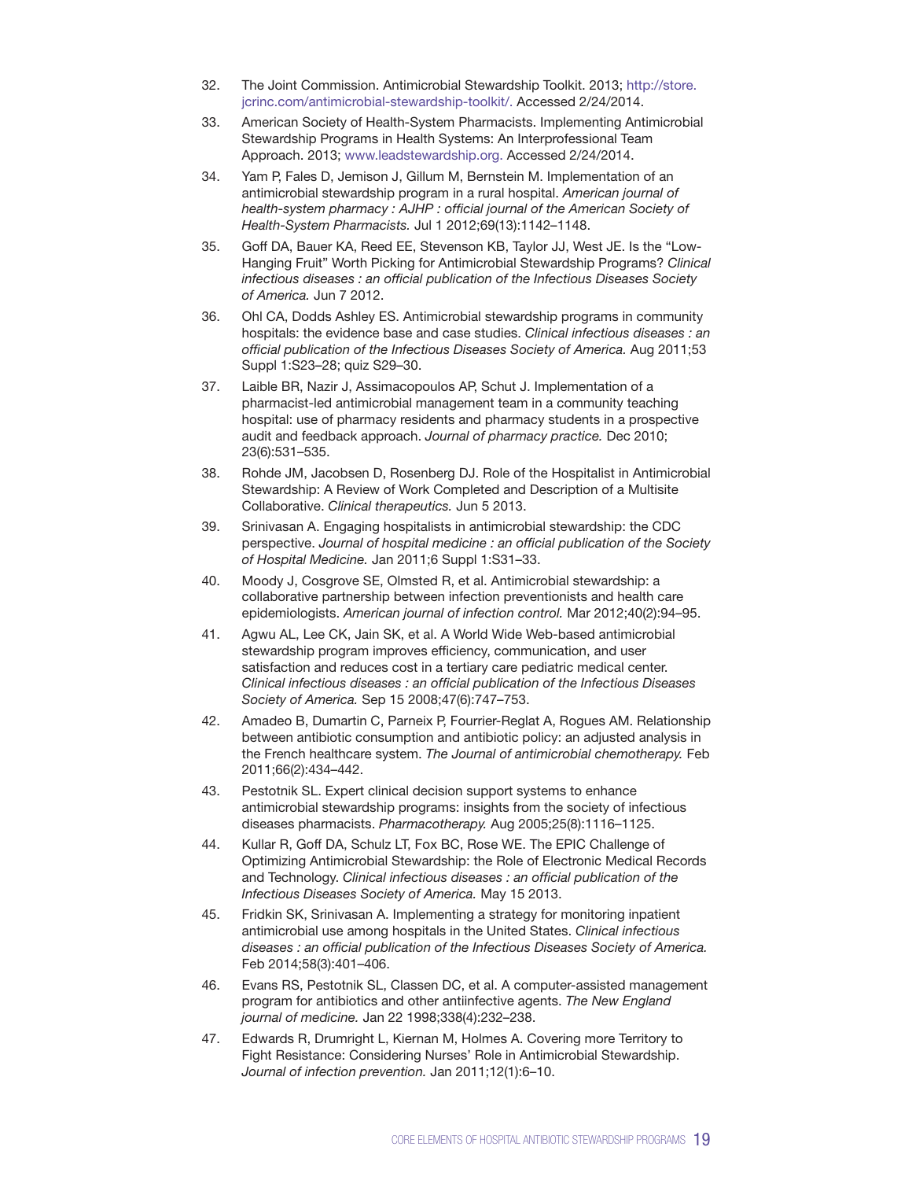32. The Joint Commission. Antimicrobial Stewardship Toolkit. 2013; http://store.jcrinc.com/antimicrobial-stewardship-toolkit/. Accessed 2/24/2014.

33. American Society of Health-System Pharmacists. Implementing Antimicrobial Stewardship Programs in Health Systems: An Interprofessional Team Approach. 2013; www.leadstewardship.org. Accessed 2/24/2014.

34. Yam P, Fales D, Jemison J, Gillum M, Bernstein M. Implementation of an antimicrobial stewardship program in a rural hospital. *American journal of health-system pharmacy : AJHP : official journal of the American Society of Health-System Pharmacists.* Jul 1 2012;69(13):1142–1148.

35. Goff DA, Bauer KA, Reed EE, Stevenson KB, Taylor JJ, West JE. Is the "Low-Hanging Fruit" Worth Picking for Antimicrobial Stewardship Programs? *Clinical infectious diseases : an official publication of the Infectious Diseases Society of America.* Jun 7 2012.

36. Ohl CA, Dodds Ashley ES. Antimicrobial stewardship programs in community hospitals: the evidence base and case studies. *Clinical infectious diseases : an official publication of the Infectious Diseases Society of America.* Aug 2011;53 Suppl 1:S23–28; quiz S29–30.

37. Laible BR, Nazir J, Assimacopoulos AP, Schut J. Implementation of a pharmacist-led antimicrobial management team in a community teaching hospital: use of pharmacy residents and pharmacy students in a prospective audit and feedback approach. *Journal of pharmacy practice.* Dec 2010; 23(6):531–535.

38. Rohde JM, Jacobsen D, Rosenberg DJ. Role of the Hospitalist in Antimicrobial Stewardship: A Review of Work Completed and Description of a Multisite Collaborative. *Clinical therapeutics.* Jun 5 2013.

39. Srinivasan A. Engaging hospitalists in antimicrobial stewardship: the CDC perspective. *Journal of hospital medicine : an official publication of the Society of Hospital Medicine.* Jan 2011;6 Suppl 1:S31–33.

40. Moody J, Cosgrove SE, Olmsted R, et al. Antimicrobial stewardship: a collaborative partnership between infection preventionists and health care epidemiologists. *American journal of infection control.* Mar 2012;40(2):94–95.

41. Agwu AL, Lee CK, Jain SK, et al. A World Wide Web-based antimicrobial stewardship program improves efficiency, communication, and user satisfaction and reduces cost in a tertiary care pediatric medical center. *Clinical infectious diseases : an official publication of the Infectious Diseases Society of America.* Sep 15 2008;47(6):747–753.

42. Amadeo B, Dumartin C, Parneix P, Fourrier-Reglat A, Rogues AM. Relationship between antibiotic consumption and antibiotic policy: an adjusted analysis in the French healthcare system. *The Journal of antimicrobial chemotherapy.* Feb 2011;66(2):434–442.

43. Pestotnik SL. Expert clinical decision support systems to enhance antimicrobial stewardship programs: insights from the society of infectious diseases pharmacists. *Pharmacotherapy.* Aug 2005;25(8):1116–1125.

44. Kullar R, Goff DA, Schulz LT, Fox BC, Rose WE. The EPIC Challenge of Optimizing Antimicrobial Stewardship: the Role of Electronic Medical Records and Technology. *Clinical infectious diseases : an official publication of the Infectious Diseases Society of America.* May 15 2013.

45. Fridkin SK, Srinivasan A. Implementing a strategy for monitoring inpatient antimicrobial use among hospitals in the United States. *Clinical infectious diseases : an official publication of the Infectious Diseases Society of America.* Feb 2014;58(3):401–406.

46. Evans RS, Pestotnik SL, Classen DC, et al. A computer-assisted management program for antibiotics and other antiinfective agents. *The New England journal of medicine.* Jan 22 1998;338(4):232–238.

47. Edwards R, Drumright L, Kiernan M, Holmes A. Covering more Territory to Fight Resistance: Considering Nurses' Role in Antimicrobial Stewardship. *Journal of infection prevention.* Jan 2011;12(1):6–10.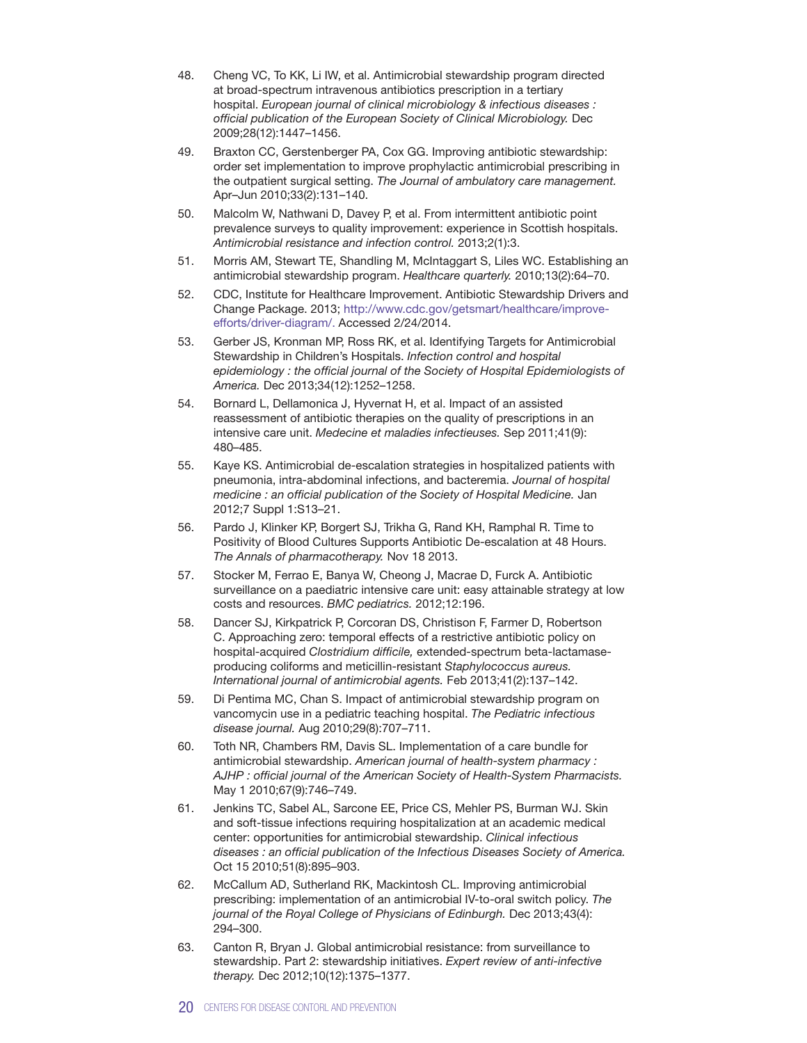48. Cheng VC, To KK, Li IW, et al. Antimicrobial stewardship program directed at broad-spectrum intravenous antibiotics prescription in a tertiary hospital. *European journal of clinical microbiology & infectious diseases : official publication of the European Society of Clinical Microbiology.* Dec 2009;28(12):1447–1456.
49. Braxton CC, Gerstenberger PA, Cox GG. Improving antibiotic stewardship: order set implementation to improve prophylactic antimicrobial prescribing in the outpatient surgical setting. *The Journal of ambulatory care management.* Apr–Jun 2010;33(2):131–140.
50. Malcolm W, Nathwani D, Davey P, et al. From intermittent antibiotic point prevalence surveys to quality improvement: experience in Scottish hospitals. *Antimicrobial resistance and infection control.* 2013;2(1):3.
51. Morris AM, Stewart TE, Shandling M, McIntaggart S, Liles WC. Establishing an antimicrobial stewardship program. *Healthcare quarterly.* 2010;13(2):64–70.
52. CDC, Institute for Healthcare Improvement. Antibiotic Stewardship Drivers and Change Package. 2013; http://www.cdc.gov/getsmart/healthcare/improve-efforts/driver-diagram/. Accessed 2/24/2014.
53. Gerber JS, Kronman MP, Ross RK, et al. Identifying Targets for Antimicrobial Stewardship in Children's Hospitals. *Infection control and hospital epidemiology : the official journal of the Society of Hospital Epidemiologists of America.* Dec 2013;34(12):1252–1258.
54. Bornard L, Dellamonica J, Hyvernat H, et al. Impact of an assisted reassessment of antibiotic therapies on the quality of prescriptions in an intensive care unit. *Medecine et maladies infectieuses.* Sep 2011;41(9): 480–485.
55. Kaye KS. Antimicrobial de-escalation strategies in hospitalized patients with pneumonia, intra-abdominal infections, and bacteremia. *Journal of hospital medicine : an official publication of the Society of Hospital Medicine.* Jan 2012;7 Suppl 1:S13–21.
56. Pardo J, Klinker KP, Borgert SJ, Trikha G, Rand KH, Ramphal R. Time to Positivity of Blood Cultures Supports Antibiotic De-escalation at 48 Hours. *The Annals of pharmacotherapy.* Nov 18 2013.
57. Stocker M, Ferrao E, Banya W, Cheong J, Macrae D, Furck A. Antibiotic surveillance on a paediatric intensive care unit: easy attainable strategy at low costs and resources. *BMC pediatrics.* 2012;12:196.
58. Dancer SJ, Kirkpatrick P, Corcoran DS, Christison F, Farmer D, Robertson C. Approaching zero: temporal effects of a restrictive antibiotic policy on hospital-acquired *Clostridium difficile,* extended-spectrum beta-lactamase-producing coliforms and meticillin-resistant *Staphylococcus aureus. International journal of antimicrobial agents.* Feb 2013;41(2):137–142.
59. Di Pentima MC, Chan S. Impact of antimicrobial stewardship program on vancomycin use in a pediatric teaching hospital. *The Pediatric infectious disease journal.* Aug 2010;29(8):707–711.
60. Toth NR, Chambers RM, Davis SL. Implementation of a care bundle for antimicrobial stewardship. *American journal of health-system pharmacy : AJHP : official journal of the American Society of Health-System Pharmacists.* May 1 2010;67(9):746–749.
61. Jenkins TC, Sabel AL, Sarcone EE, Price CS, Mehler PS, Burman WJ. Skin and soft-tissue infections requiring hospitalization at an academic medical center: opportunities for antimicrobial stewardship. *Clinical infectious diseases : an official publication of the Infectious Diseases Society of America.* Oct 15 2010;51(8):895–903.
62. McCallum AD, Sutherland RK, Mackintosh CL. Improving antimicrobial prescribing: implementation of an antimicrobial IV-to-oral switch policy. *The journal of the Royal College of Physicians of Edinburgh.* Dec 2013;43(4): 294–300.
63. Canton R, Bryan J. Global antimicrobial resistance: from surveillance to stewardship. Part 2: stewardship initiatives. *Expert review of anti-infective therapy.* Dec 2012;10(12):1375–1377.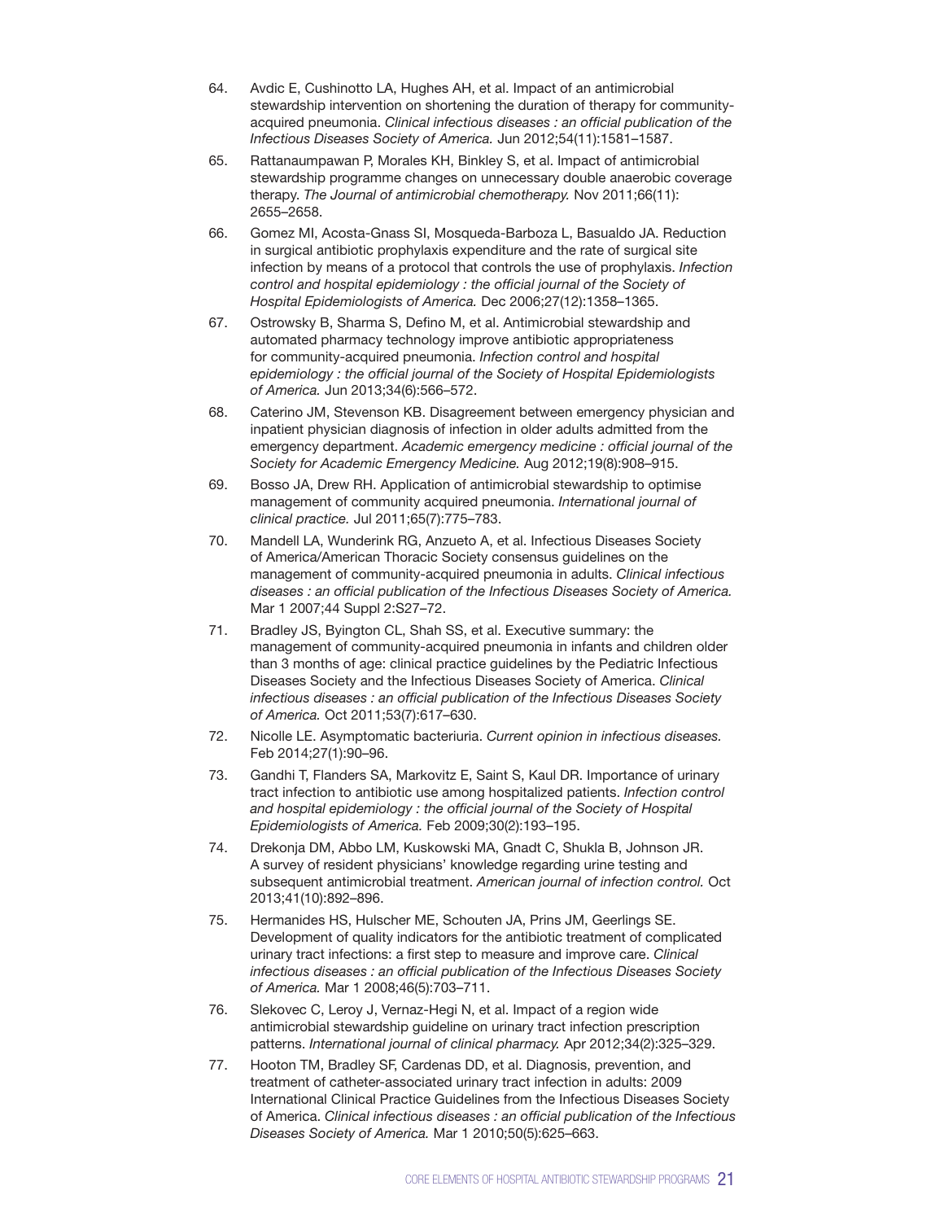64. Avdic E, Cushinotto LA, Hughes AH, et al. Impact of an antimicrobial stewardship intervention on shortening the duration of therapy for community-acquired pneumonia. *Clinical infectious diseases : an official publication of the Infectious Diseases Society of America.* Jun 2012;54(11):1581–1587.

65. Rattanaumpawan P, Morales KH, Binkley S, et al. Impact of antimicrobial stewardship programme changes on unnecessary double anaerobic coverage therapy. *The Journal of antimicrobial chemotherapy.* Nov 2011;66(11): 2655–2658.

66. Gomez MI, Acosta-Gnass SI, Mosqueda-Barboza L, Basualdo JA. Reduction in surgical antibiotic prophylaxis expenditure and the rate of surgical site infection by means of a protocol that controls the use of prophylaxis. *Infection control and hospital epidemiology : the official journal of the Society of Hospital Epidemiologists of America.* Dec 2006;27(12):1358–1365.

67. Ostrowsky B, Sharma S, Defino M, et al. Antimicrobial stewardship and automated pharmacy technology improve antibiotic appropriateness for community-acquired pneumonia. *Infection control and hospital epidemiology : the official journal of the Society of Hospital Epidemiologists of America.* Jun 2013;34(6):566–572.

68. Caterino JM, Stevenson KB. Disagreement between emergency physician and inpatient physician diagnosis of infection in older adults admitted from the emergency department. *Academic emergency medicine : official journal of the Society for Academic Emergency Medicine.* Aug 2012;19(8):908–915.

69. Bosso JA, Drew RH. Application of antimicrobial stewardship to optimise management of community acquired pneumonia. *International journal of clinical practice.* Jul 2011;65(7):775–783.

70. Mandell LA, Wunderink RG, Anzueto A, et al. Infectious Diseases Society of America/American Thoracic Society consensus guidelines on the management of community-acquired pneumonia in adults. *Clinical infectious diseases : an official publication of the Infectious Diseases Society of America.* Mar 1 2007;44 Suppl 2:S27–72.

71. Bradley JS, Byington CL, Shah SS, et al. Executive summary: the management of community-acquired pneumonia in infants and children older than 3 months of age: clinical practice guidelines by the Pediatric Infectious Diseases Society and the Infectious Diseases Society of America. *Clinical infectious diseases : an official publication of the Infectious Diseases Society of America.* Oct 2011;53(7):617–630.

72. Nicolle LE. Asymptomatic bacteriuria. *Current opinion in infectious diseases.* Feb 2014;27(1):90–96.

73. Gandhi T, Flanders SA, Markovitz E, Saint S, Kaul DR. Importance of urinary tract infection to antibiotic use among hospitalized patients. *Infection control and hospital epidemiology : the official journal of the Society of Hospital Epidemiologists of America.* Feb 2009;30(2):193–195.

74. Drekonja DM, Abbo LM, Kuskowski MA, Gnadt C, Shukla B, Johnson JR. A survey of resident physicians' knowledge regarding urine testing and subsequent antimicrobial treatment. *American journal of infection control.* Oct 2013;41(10):892–896.

75. Hermanides HS, Hulscher ME, Schouten JA, Prins JM, Geerlings SE. Development of quality indicators for the antibiotic treatment of complicated urinary tract infections: a first step to measure and improve care. *Clinical infectious diseases : an official publication of the Infectious Diseases Society of America.* Mar 1 2008;46(5):703–711.

76. Slekovec C, Leroy J, Vernaz-Hegi N, et al. Impact of a region wide antimicrobial stewardship guideline on urinary tract infection prescription patterns. *International journal of clinical pharmacy.* Apr 2012;34(2):325–329.

77. Hooton TM, Bradley SF, Cardenas DD, et al. Diagnosis, prevention, and treatment of catheter-associated urinary tract infection in adults: 2009 International Clinical Practice Guidelines from the Infectious Diseases Society of America. *Clinical infectious diseases : an official publication of the Infectious Diseases Society of America.* Mar 1 2010;50(5):625–663.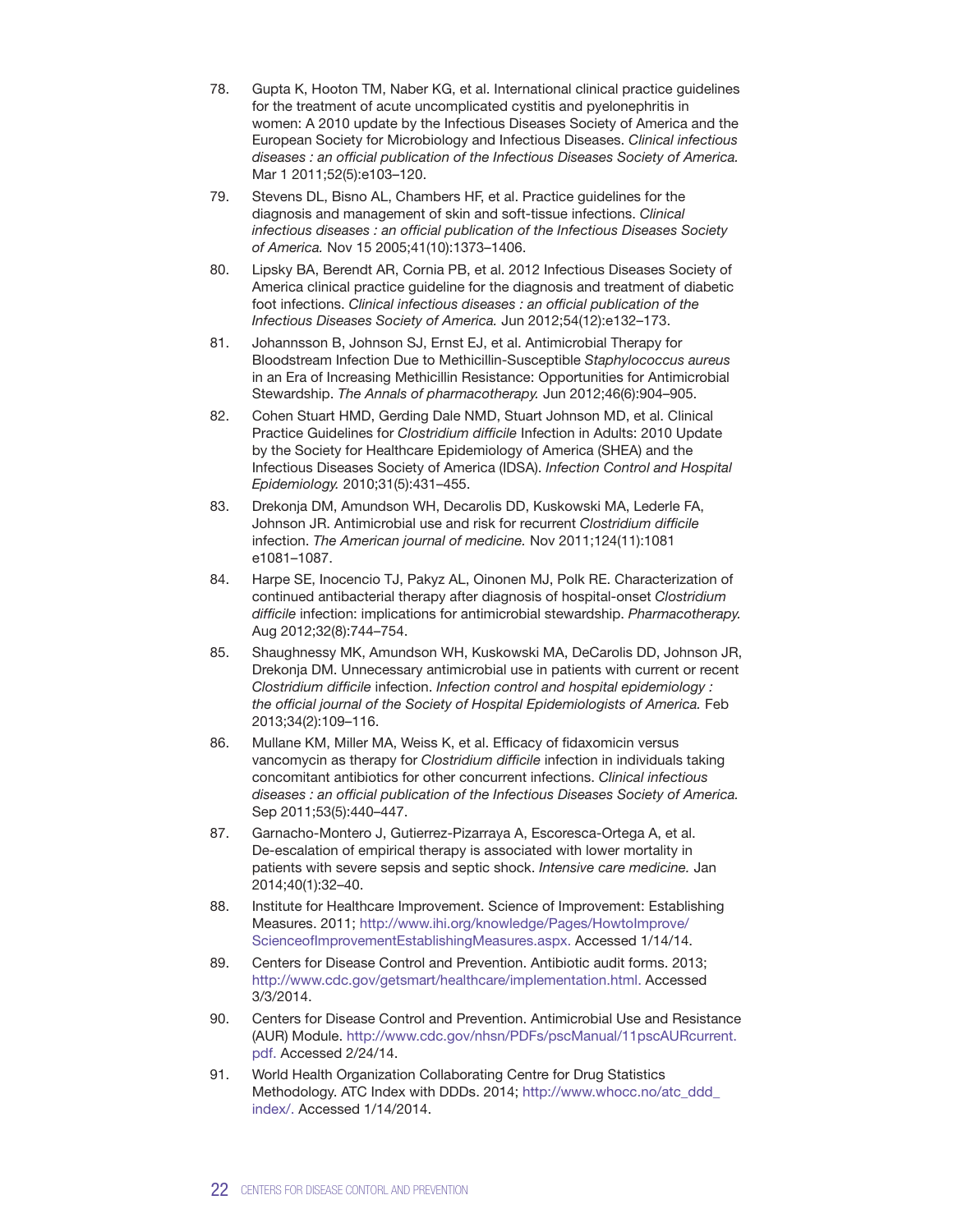78. Gupta K, Hooton TM, Naber KG, et al. International clinical practice guidelines for the treatment of acute uncomplicated cystitis and pyelonephritis in women: A 2010 update by the Infectious Diseases Society of America and the European Society for Microbiology and Infectious Diseases. *Clinical infectious diseases : an official publication of the Infectious Diseases Society of America.* Mar 1 2011;52(5):e103–120.

79. Stevens DL, Bisno AL, Chambers HF, et al. Practice guidelines for the diagnosis and management of skin and soft-tissue infections. *Clinical infectious diseases : an official publication of the Infectious Diseases Society of America.* Nov 15 2005;41(10):1373–1406.

80. Lipsky BA, Berendt AR, Cornia PB, et al. 2012 Infectious Diseases Society of America clinical practice guideline for the diagnosis and treatment of diabetic foot infections. *Clinical infectious diseases : an official publication of the Infectious Diseases Society of America.* Jun 2012;54(12):e132–173.

81. Johannsson B, Johnson SJ, Ernst EJ, et al. Antimicrobial Therapy for Bloodstream Infection Due to Methicillin-Susceptible *Staphylococcus aureus* in an Era of Increasing Methicillin Resistance: Opportunities for Antimicrobial Stewardship. *The Annals of pharmacotherapy.* Jun 2012;46(6):904–905.

82. Cohen Stuart HMD, Gerding Dale NMD, Stuart Johnson MD, et al. Clinical Practice Guidelines for *Clostridium difficile* Infection in Adults: 2010 Update by the Society for Healthcare Epidemiology of America (SHEA) and the Infectious Diseases Society of America (IDSA). *Infection Control and Hospital Epidemiology.* 2010;31(5):431–455.

83. Drekonja DM, Amundson WH, Decarolis DD, Kuskowski MA, Lederle FA, Johnson JR. Antimicrobial use and risk for recurrent *Clostridium difficile* infection. *The American journal of medicine.* Nov 2011;124(11):1081 e1081–1087.

84. Harpe SE, Inocencio TJ, Pakyz AL, Oinonen MJ, Polk RE. Characterization of continued antibacterial therapy after diagnosis of hospital-onset *Clostridium difficile* infection: implications for antimicrobial stewardship. *Pharmacotherapy.* Aug 2012;32(8):744–754.

85. Shaughnessy MK, Amundson WH, Kuskowski MA, DeCarolis DD, Johnson JR, Drekonja DM. Unnecessary antimicrobial use in patients with current or recent *Clostridium difficile* infection. *Infection control and hospital epidemiology : the official journal of the Society of Hospital Epidemiologists of America.* Feb 2013;34(2):109–116.

86. Mullane KM, Miller MA, Weiss K, et al. Efficacy of fidaxomicin versus vancomycin as therapy for *Clostridium difficile* infection in individuals taking concomitant antibiotics for other concurrent infections. *Clinical infectious diseases : an official publication of the Infectious Diseases Society of America.* Sep 2011;53(5):440–447.

87. Garnacho-Montero J, Gutierrez-Pizarraya A, Escoresca-Ortega A, et al. De-escalation of empirical therapy is associated with lower mortality in patients with severe sepsis and septic shock. *Intensive care medicine.* Jan 2014;40(1):32–40.

88. Institute for Healthcare Improvement. Science of Improvement: Establishing Measures. 2011; http://www.ihi.org/knowledge/Pages/HowtoImprove/ScienceofImprovementEstablishingMeasures.aspx. Accessed 1/14/14.

89. Centers for Disease Control and Prevention. Antibiotic audit forms. 2013; http://www.cdc.gov/getsmart/healthcare/implementation.html. Accessed 3/3/2014.

90. Centers for Disease Control and Prevention. Antimicrobial Use and Resistance (AUR) Module. http://www.cdc.gov/nhsn/PDFs/pscManual/11pscAURcurrent.pdf. Accessed 2/24/14.

91. World Health Organization Collaborating Centre for Drug Statistics Methodology. ATC Index with DDDs. 2014; http://www.whocc.no/atc_ddd_index/. Accessed 1/14/2014.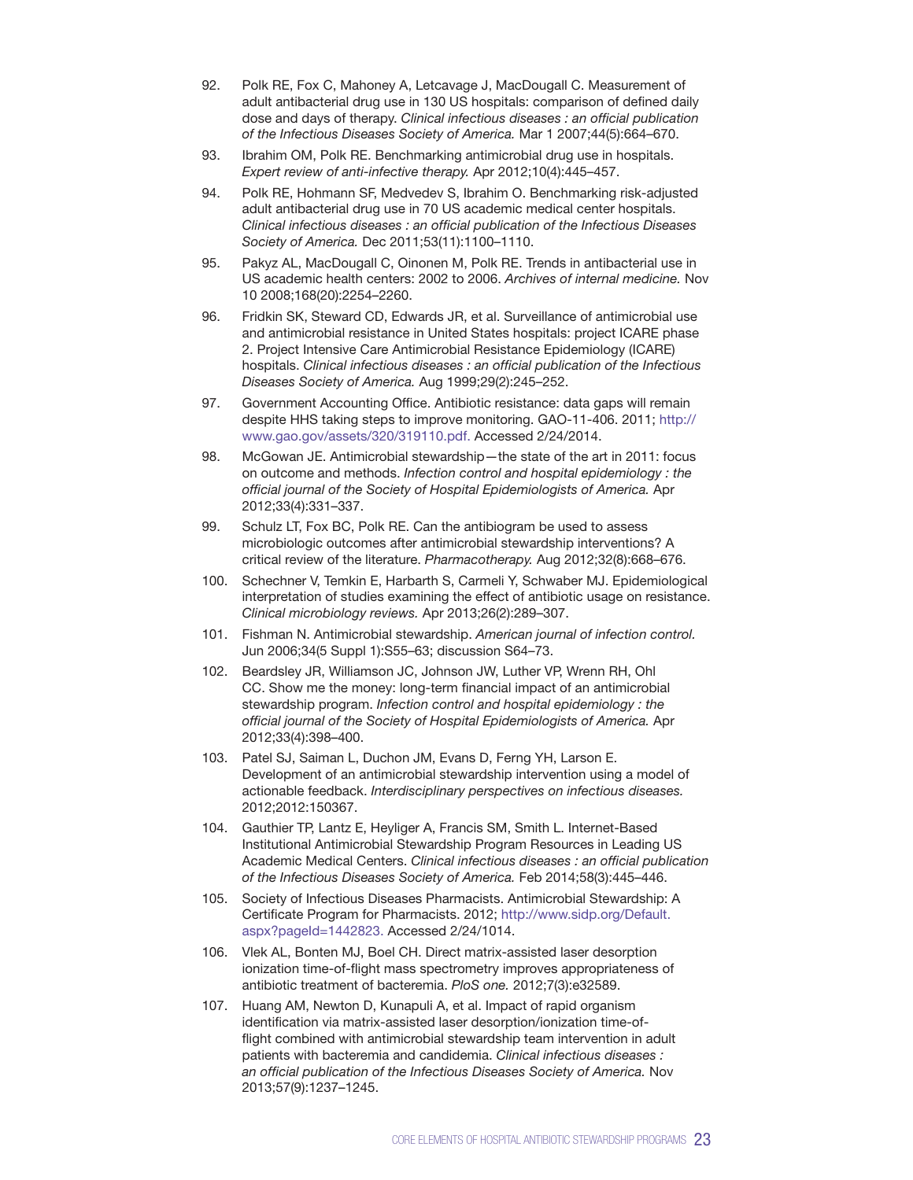92. Polk RE, Fox C, Mahoney A, Letcavage J, MacDougall C. Measurement of adult antibacterial drug use in 130 US hospitals: comparison of defined daily dose and days of therapy. *Clinical infectious diseases : an official publication of the Infectious Diseases Society of America.* Mar 1 2007;44(5):664–670.

93. Ibrahim OM, Polk RE. Benchmarking antimicrobial drug use in hospitals. *Expert review of anti-infective therapy.* Apr 2012;10(4):445–457.

94. Polk RE, Hohmann SF, Medvedev S, Ibrahim O. Benchmarking risk-adjusted adult antibacterial drug use in 70 US academic medical center hospitals. *Clinical infectious diseases : an official publication of the Infectious Diseases Society of America.* Dec 2011;53(11):1100–1110.

95. Pakyz AL, MacDougall C, Oinonen M, Polk RE. Trends in antibacterial use in US academic health centers: 2002 to 2006. *Archives of internal medicine.* Nov 10 2008;168(20):2254–2260.

96. Fridkin SK, Steward CD, Edwards JR, et al. Surveillance of antimicrobial use and antimicrobial resistance in United States hospitals: project ICARE phase 2. Project Intensive Care Antimicrobial Resistance Epidemiology (ICARE) hospitals. *Clinical infectious diseases : an official publication of the Infectious Diseases Society of America.* Aug 1999;29(2):245–252.

97. Government Accounting Office. Antibiotic resistance: data gaps will remain despite HHS taking steps to improve monitoring. GAO-11-406. 2011; http://www.gao.gov/assets/320/319110.pdf. Accessed 2/24/2014.

98. McGowan JE. Antimicrobial stewardship—the state of the art in 2011: focus on outcome and methods. *Infection control and hospital epidemiology : the official journal of the Society of Hospital Epidemiologists of America.* Apr 2012;33(4):331–337.

99. Schulz LT, Fox BC, Polk RE. Can the antibiogram be used to assess microbiologic outcomes after antimicrobial stewardship interventions? A critical review of the literature. *Pharmacotherapy.* Aug 2012;32(8):668–676.

100. Schechner V, Temkin E, Harbarth S, Carmeli Y, Schwaber MJ. Epidemiological interpretation of studies examining the effect of antibiotic usage on resistance. *Clinical microbiology reviews.* Apr 2013;26(2):289–307.

101. Fishman N. Antimicrobial stewardship. *American journal of infection control.* Jun 2006;34(5 Suppl 1):S55–63; discussion S64–73.

102. Beardsley JR, Williamson JC, Johnson JW, Luther VP, Wrenn RH, Ohl CC. Show me the money: long-term financial impact of an antimicrobial stewardship program. *Infection control and hospital epidemiology : the official journal of the Society of Hospital Epidemiologists of America.* Apr 2012;33(4):398–400.

103. Patel SJ, Saiman L, Duchon JM, Evans D, Ferng YH, Larson E. Development of an antimicrobial stewardship intervention using a model of actionable feedback. *Interdisciplinary perspectives on infectious diseases.* 2012;2012:150367.

104. Gauthier TP, Lantz E, Heyliger A, Francis SM, Smith L. Internet-Based Institutional Antimicrobial Stewardship Program Resources in Leading US Academic Medical Centers. *Clinical infectious diseases : an official publication of the Infectious Diseases Society of America.* Feb 2014;58(3):445–446.

105. Society of Infectious Diseases Pharmacists. Antimicrobial Stewardship: A Certificate Program for Pharmacists. 2012; http://www.sidp.org/Default.aspx?pageId=1442823. Accessed 2/24/1014.

106. Vlek AL, Bonten MJ, Boel CH. Direct matrix-assisted laser desorption ionization time-of-flight mass spectrometry improves appropriateness of antibiotic treatment of bacteremia. *PloS one.* 2012;7(3):e32589.

107. Huang AM, Newton D, Kunapuli A, et al. Impact of rapid organism identification via matrix-assisted laser desorption/ionization time-of-flight combined with antimicrobial stewardship team intervention in adult patients with bacteremia and candidemia. *Clinical infectious diseases : an official publication of the Infectious Diseases Society of America.* Nov 2013;57(9):1237–1245.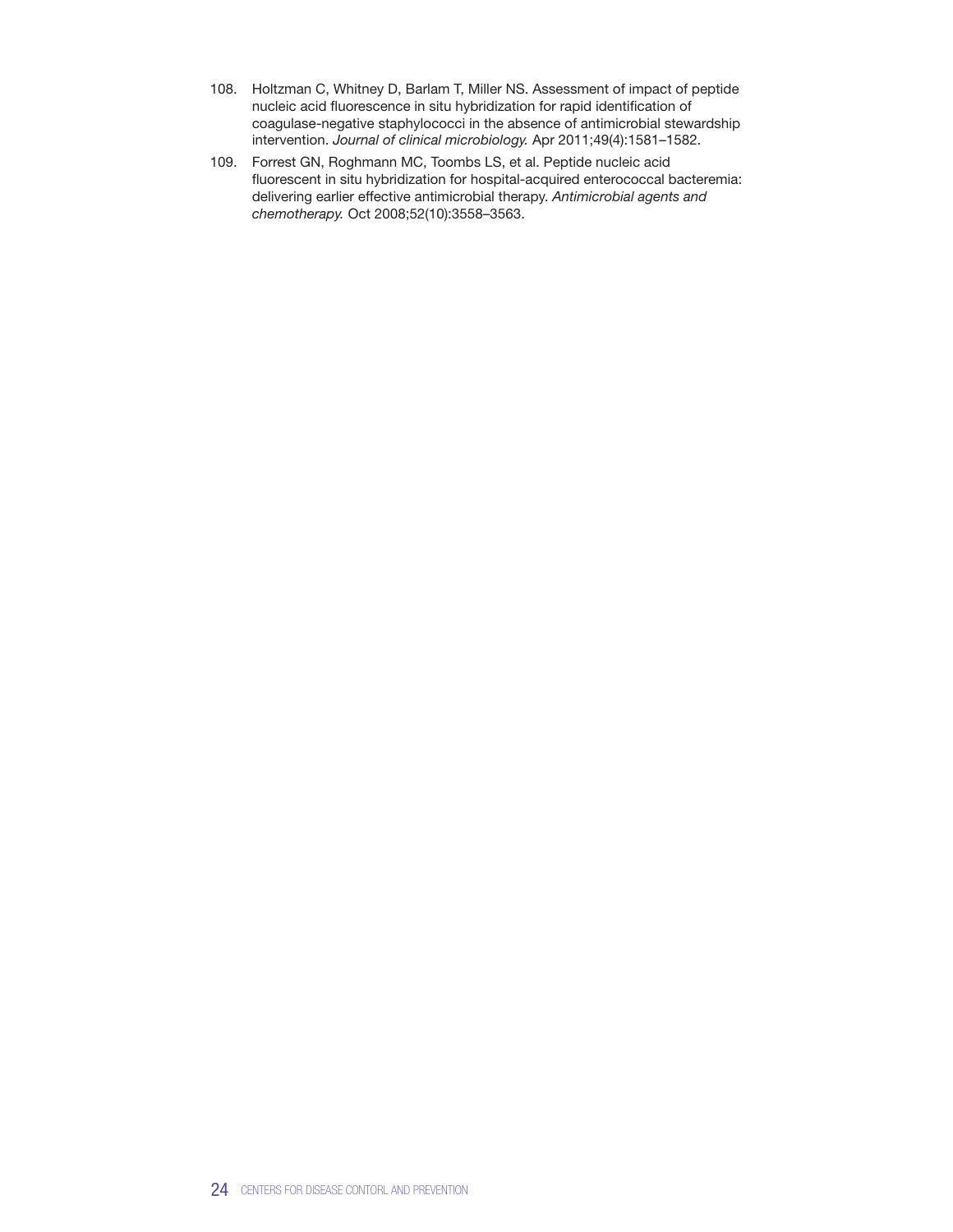108. Holtzman C, Whitney D, Barlam T, Miller NS. Assessment of impact of peptide nucleic acid fluorescence in situ hybridization for rapid identification of coagulase-negative staphylococci in the absence of antimicrobial stewardship intervention. *Journal of clinical microbiology.* Apr 2011;49(4):1581–1582.

109. Forrest GN, Roghmann MC, Toombs LS, et al. Peptide nucleic acid fluorescent in situ hybridization for hospital-acquired enterococcal bacteremia: delivering earlier effective antimicrobial therapy. *Antimicrobial agents and chemotherapy.* Oct 2008;52(10):3558–3563.